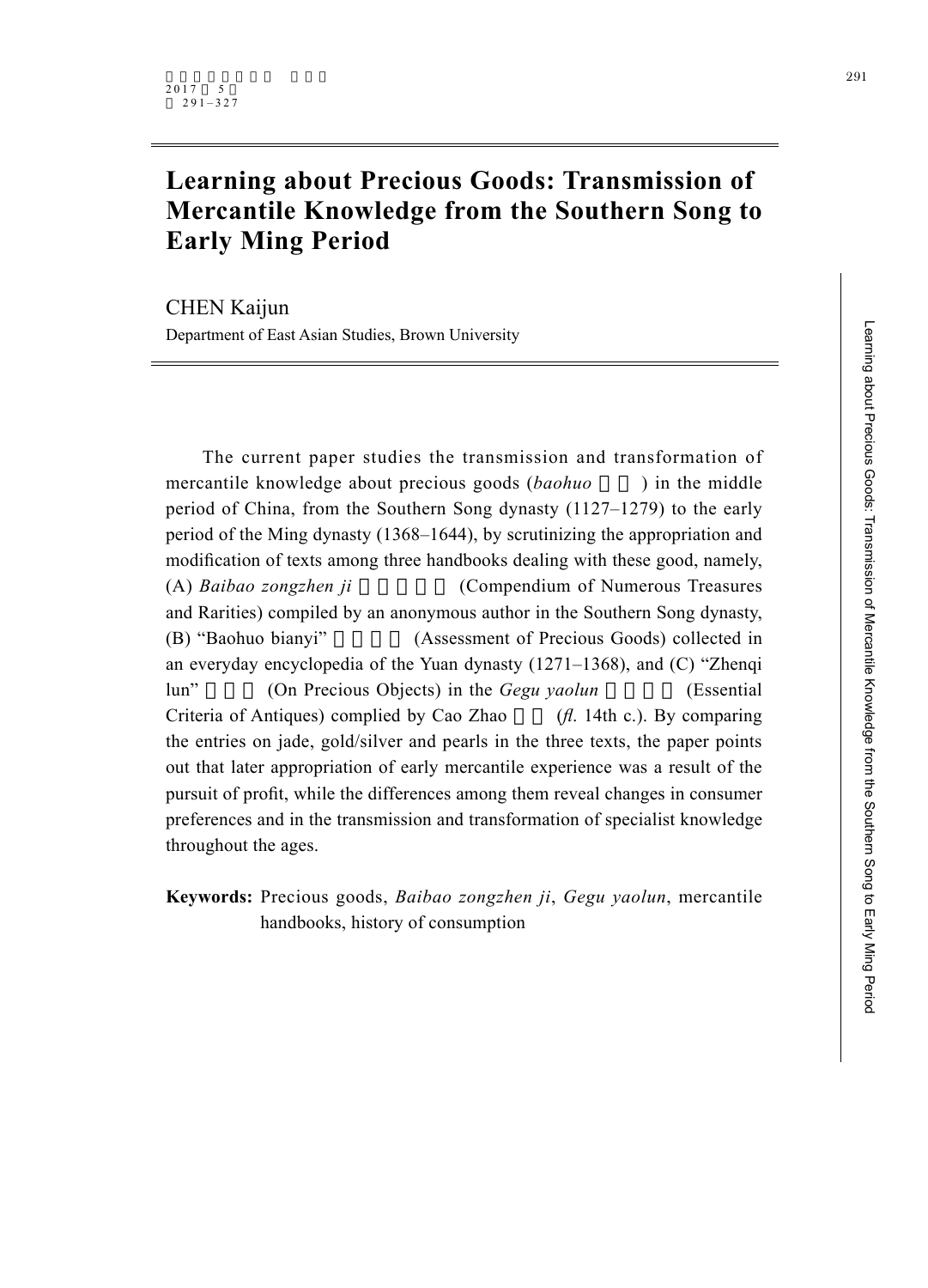# Learning about Precious Goods: Transmission of Mercantile Knowledge from the Southern Song to Early Ming Period

CHEN Kaijun

Department of East Asian Studies, Brown University

The current paper studies the transmission and transformation of mercantile knowledge about precious goods (*baohuo* ) in the middle period of China, from the Southern Song dynasty (1127–1279) to the early period of the Ming dynasty (1368–1644), by scrutinizing the appropriation and modification of texts among three handbooks dealing with these good, namely, (A) *Baibao zongzhen ji* (Compendium of Numerous Treasures and Rarities) compiled by an anonymous author in the Southern Song dynasty, (B) "Baohuo bianyi" (Assessment of Precious Goods) collected in an everyday encyclopedia of the Yuan dynasty (1271–1368), and (C) "Zhenqi lun" (On Precious Objects) in the *Gegu yaolun* (Essential Criteria of Antiques) complied by Cao Zhao (*fl*. 14th c.). By comparing the entries on jade, gold/silver and pearls in the three texts, the paper points out that later appropriation of early mercantile experience was a result of the pursuit of profit, while the differences among them reveal changes in consumer preferences and in the transmission and transformation of specialist knowledge throughout the ages.

**Keywords:** Precious goods, *Baibao zongzhen ji*, *Gegu yaolun*, mercantile handbooks, history of consumption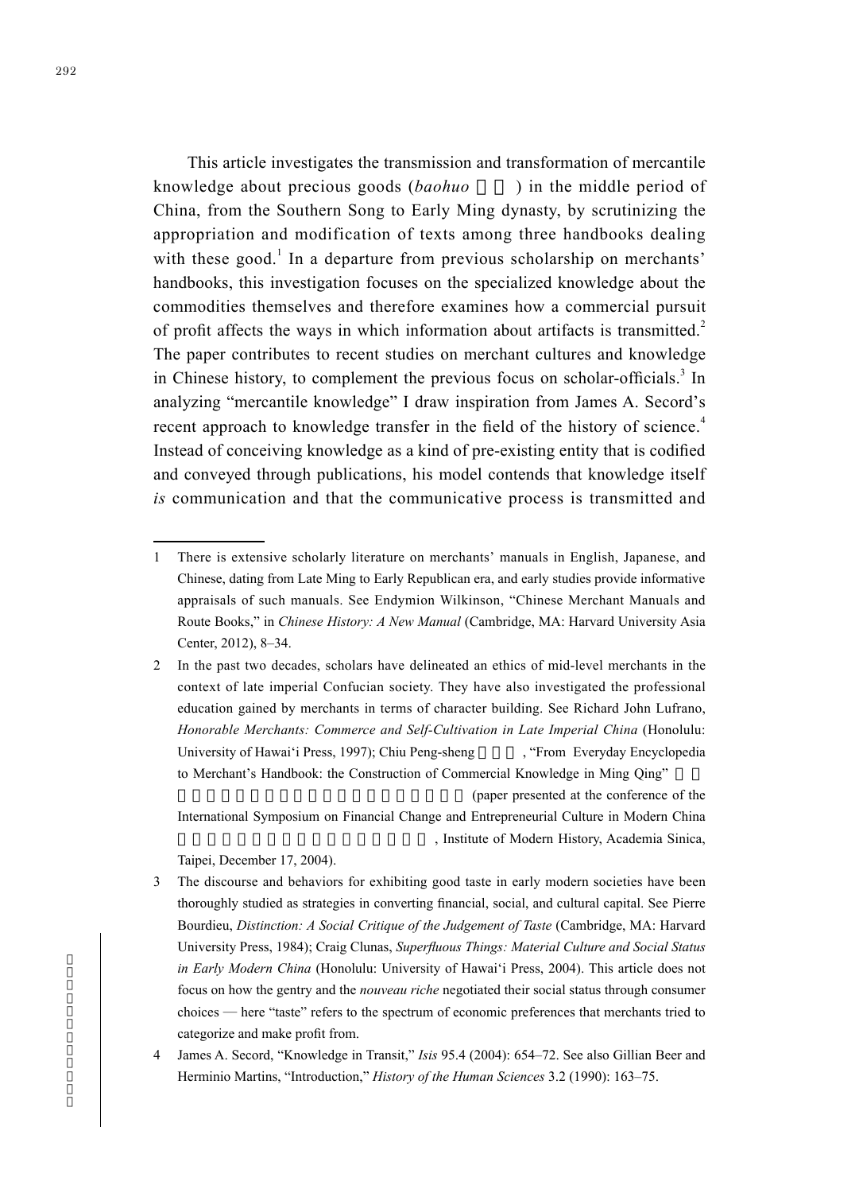This article investigates the transmission and transformation of mercantile knowledge about precious goods (*baohuo* ) in the middle period of China, from the Southern Song to Early Ming dynasty, by scrutinizing the appropriation and modification of texts among three handbooks dealing with these good.[1] In a departure from previous scholarship on merchants' handbooks, this investigation focuses on the specialized knowledge about the commodities themselves and therefore examines how a commercial pursuit of profit affects the ways in which information about artifacts is transmitted.[2] The paper contributes to recent studies on merchant cultures and knowledge in Chinese history, to complement the previous focus on scholar-officials.[3] In analyzing "mercantile knowledge" I draw inspiration from James A. Secord's recent approach to knowledge transfer in the field of the history of science.[4] Instead of conceiving knowledge as a kind of pre-existing entity that is codified and conveyed through publications, his model contends that knowledge itself *is* communication and that the communicative process is transmitted and

---

1 There is extensive scholarly literature on merchants' manuals in English, Japanese, and Chinese, dating from Late Ming to Early Republican era, and early studies provide informative appraisals of such manuals. See Endymion Wilkinson, "Chinese Merchant Manuals and Route Books," in *Chinese History: A New Manual* (Cambridge, MA: Harvard University Asia Center, 2012), 8–34.

2 In the past two decades, scholars have delineated an ethics of mid-level merchants in the context of late imperial Confucian society. They have also investigated the professional education gained by merchants in terms of character building. See Richard John Lufrano, *Honorable Merchants: Commerce and Self-Cultivation in Late Imperial China* (Honolulu: University of Hawai'i Press, 1997); Chiu Peng-sheng , "From Everyday Encyclopedia to Merchant's Handbook: the Construction of Commercial Knowledge in Ming Qing" (paper presented at the conference of the International Symposium on Financial Change and Entrepreneurial Culture in Modern China , Institute of Modern History, Academia Sinica, Taipei, December 17, 2004).

3 The discourse and behaviors for exhibiting good taste in early modern societies have been thoroughly studied as strategies in converting financial, social, and cultural capital. See Pierre Bourdieu, *Distinction: A Social Critique of the Judgement of Taste* (Cambridge, MA: Harvard University Press, 1984); Craig Clunas, *Superfluous Things: Material Culture and Social Status in Early Modern China* (Honolulu: University of Hawai'i Press, 2004). This article does not focus on how the gentry and the *nouveau riche* negotiated their social status through consumer choices — here "taste" refers to the spectrum of economic preferences that merchants tried to categorize and make profit from.

4 James A. Secord, "Knowledge in Transit," *Isis* 95.4 (2004): 654–72. See also Gillian Beer and Herminio Martins, "Introduction," *History of the Human Sciences* 3.2 (1990): 163–75.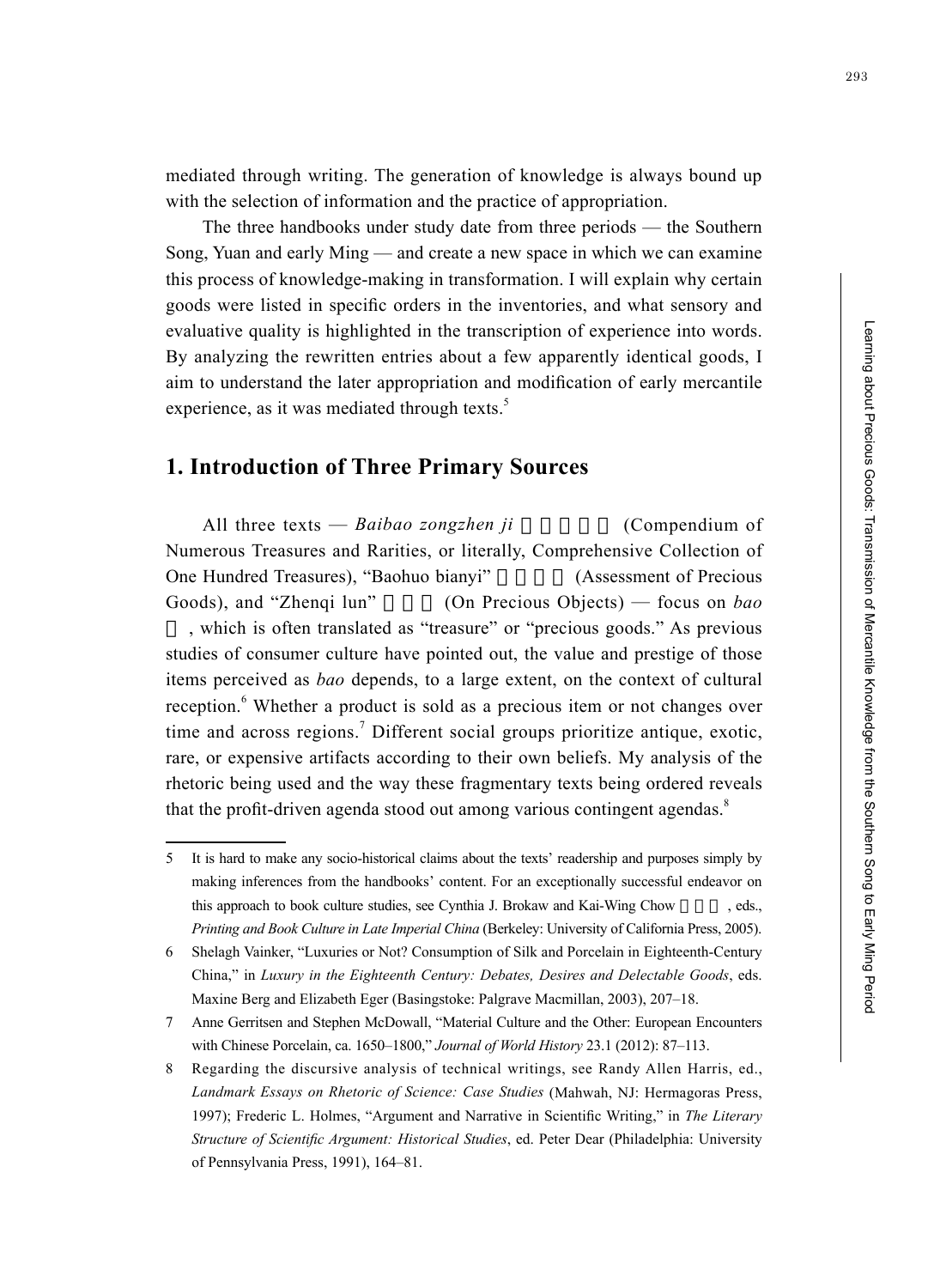mediated through writing. The generation of knowledge is always bound up with the selection of information and the practice of appropriation.

The three handbooks under study date from three periods — the Southern Song, Yuan and early Ming — and create a new space in which we can examine this process of knowledge-making in transformation. I will explain why certain goods were listed in specific orders in the inventories, and what sensory and evaluative quality is highlighted in the transcription of experience into words. By analyzing the rewritten entries about a few apparently identical goods, I aim to understand the later appropriation and modification of early mercantile experience, as it was mediated through texts.[5]

## 1. Introduction of Three Primary Sources

All three texts — *Baibao zongzhen ji* (Compendium of Numerous Treasures and Rarities, or literally, Comprehensive Collection of One Hundred Treasures), "Baohuo bianyi" (Assessment of Precious Goods), and "Zhenqi lun" (On Precious Objects) — focus on *bao*, which is often translated as "treasure" or "precious goods." As previous studies of consumer culture have pointed out, the value and prestige of those items perceived as *bao* depends, to a large extent, on the context of cultural reception.[6] Whether a product is sold as a precious item or not changes over time and across regions.[7] Different social groups prioritize antique, exotic, rare, or expensive artifacts according to their own beliefs. My analysis of the rhetoric being used and the way these fragmentary texts being ordered reveals that the profit-driven agenda stood out among various contingent agendas.[8]

---

5 It is hard to make any socio-historical claims about the texts' readership and purposes simply by making inferences from the handbooks' content. For an exceptionally successful endeavor on this approach to book culture studies, see Cynthia J. Brokaw and Kai-Wing Chow, eds., *Printing and Book Culture in Late Imperial China* (Berkeley: University of California Press, 2005).

6 Shelagh Vainker, "Luxuries or Not? Consumption of Silk and Porcelain in Eighteenth-Century China," in *Luxury in the Eighteenth Century: Debates, Desires and Delectable Goods*, eds. Maxine Berg and Elizabeth Eger (Basingstoke: Palgrave Macmillan, 2003), 207–18.

7 Anne Gerritsen and Stephen McDowall, "Material Culture and the Other: European Encounters with Chinese Porcelain, ca. 1650–1800," *Journal of World History* 23.1 (2012): 87–113.

8 Regarding the discursive analysis of technical writings, see Randy Allen Harris, ed., *Landmark Essays on Rhetoric of Science: Case Studies* (Mahwah, NJ: Hermagoras Press, 1997); Frederic L. Holmes, "Argument and Narrative in Scientific Writing," in *The Literary Structure of Scientific Argument: Historical Studies*, ed. Peter Dear (Philadelphia: University of Pennsylvania Press, 1991), 164–81.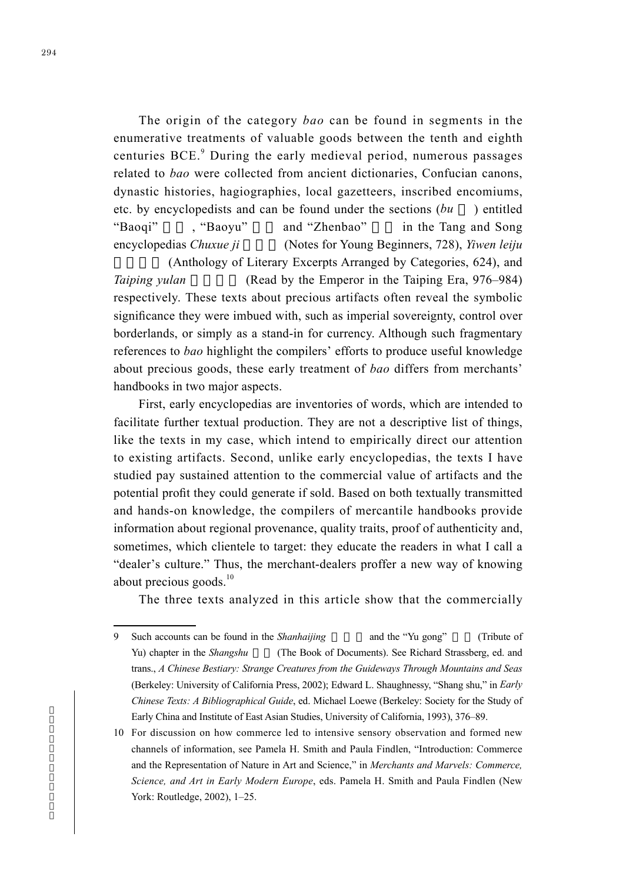The origin of the category *bao* can be found in segments in the enumerative treatments of valuable goods between the tenth and eighth centuries BCE.[9] During the early medieval period, numerous passages related to *bao* were collected from ancient dictionaries, Confucian canons, dynastic histories, hagiographies, local gazetteers, inscribed encomiums, etc. by encyclopedists and can be found under the sections (*bu* 部) entitled "Baoqi" 寶器, "Baoyu" 寶玉 and "Zhenbao" 珍寶 in the Tang and Song encyclopedias *Chuxue ji* 初學記 (Notes for Young Beginners, 728), *Yiwen leiju* 藝文類聚 (Anthology of Literary Excerpts Arranged by Categories, 624), and *Taiping yulan* 太平御覽 (Read by the Emperor in the Taiping Era, 976–984) respectively. These texts about precious artifacts often reveal the symbolic significance they were imbued with, such as imperial sovereignty, control over borderlands, or simply as a stand-in for currency. Although such fragmentary references to *bao* highlight the compilers' efforts to produce useful knowledge about precious goods, these early treatment of *bao* differs from merchants' handbooks in two major aspects.

First, early encyclopedias are inventories of words, which are intended to facilitate further textual production. They are not a descriptive list of things, like the texts in my case, which intend to empirically direct our attention to existing artifacts. Second, unlike early encyclopedias, the texts I have studied pay sustained attention to the commercial value of artifacts and the potential profit they could generate if sold. Based on both textually transmitted and hands-on knowledge, the compilers of mercantile handbooks provide information about regional provenance, quality traits, proof of authenticity and, sometimes, which clientele to target: they educate the readers in what I call a "dealer's culture." Thus, the merchant-dealers proffer a new way of knowing about precious goods.[10]

The three texts analyzed in this article show that the commercially

---

9 Such accounts can be found in the *Shanhaijing* 山海經 and the "Yu gong" 禹貢 (Tribute of Yu) chapter in the *Shangshu* 尚書 (The Book of Documents). See Richard Strassberg, ed. and trans., *A Chinese Bestiary: Strange Creatures from the Guideways Through Mountains and Seas* (Berkeley: University of California Press, 2002); Edward L. Shaughnessy, "Shang shu," in *Early Chinese Texts: A Bibliographical Guide*, ed. Michael Loewe (Berkeley: Society for the Study of Early China and Institute of East Asian Studies, University of California, 1993), 376–89.

10 For discussion on how commerce led to intensive sensory observation and formed new channels of information, see Pamela H. Smith and Paula Findlen, "Introduction: Commerce and the Representation of Nature in Art and Science," in *Merchants and Marvels: Commerce, Science, and Art in Early Modern Europe*, eds. Pamela H. Smith and Paula Findlen (New York: Routledge, 2002), 1–25.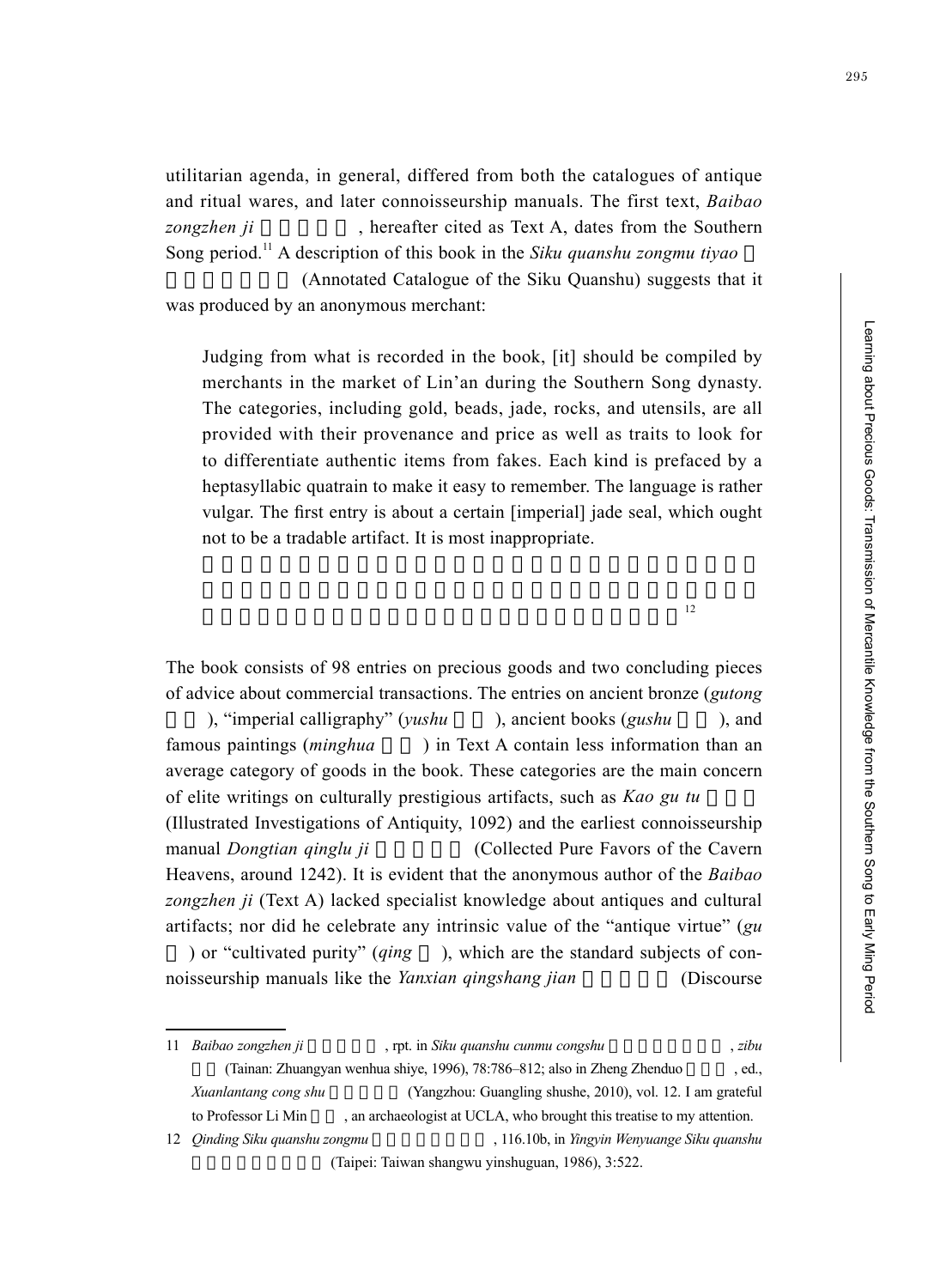utilitarian agenda, in general, differed from both the catalogues of antique and ritual wares, and later connoisseurship manuals. The first text, *Baibao zongzhen ji*, hereafter cited as Text A, dates from the Southern Song period.[11] A description of this book in the *Siku quanshu zongmu tiyao* (Annotated Catalogue of the Siku Quanshu) suggests that it was produced by an anonymous merchant:

> Judging from what is recorded in the book, [it] should be compiled by merchants in the market of Lin'an during the Southern Song dynasty. The categories, including gold, beads, jade, rocks, and utensils, are all provided with their provenance and price as well as traits to look for to differentiate authentic items from fakes. Each kind is prefaced by a heptasyllabic quatrain to make it easy to remember. The language is rather vulgar. The first entry is about a certain [imperial] jade seal, which ought not to be a tradable artifact. It is most inappropriate.
>
> [12]

The book consists of 98 entries on precious goods and two concluding pieces of advice about commercial transactions. The entries on ancient bronze (*gutong*), "imperial calligraphy" (*yushu*), ancient books (*gushu*), and famous paintings (*minghua*) in Text A contain less information than an average category of goods in the book. These categories are the main concern of elite writings on culturally prestigious artifacts, such as *Kao gu tu* (Illustrated Investigations of Antiquity, 1092) and the earliest connoisseurship manual *Dongtian qinglu ji* (Collected Pure Favors of the Cavern Heavens, around 1242). It is evident that the anonymous author of the *Baibao zongzhen ji* (Text A) lacked specialist knowledge about antiques and cultural artifacts; nor did he celebrate any intrinsic value of the "antique virtue" (*gu*) or "cultivated purity" (*qing*), which are the standard subjects of connoisseurship manuals like the *Yanxian qingshang jian* (Discourse

---

11 *Baibao zongzhen ji*, rpt. in *Siku quanshu cunmu congshu*, *zibu* (Tainan: Zhuangyan wenhua shiye, 1996), 78:786–812; also in Zheng Zhenduo, ed., *Xuanlantang cong shu* (Yangzhou: Guangling shushe, 2010), vol. 12. I am grateful to Professor Li Min, an archaeologist at UCLA, who brought this treatise to my attention.

12 *Qinding Siku quanshu zongmu*, 116.10b, in *Yingyin Wenyuange Siku quanshu* (Taipei: Taiwan shangwu yinshuguan, 1986), 3:522.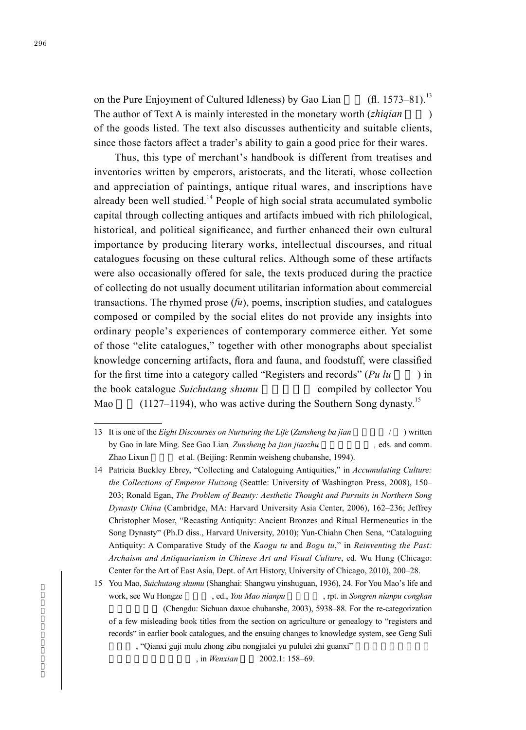on the Pure Enjoyment of Cultured Idleness) by Gao Lian  (fl. 1573–81).[13] The author of Text A is mainly interested in the monetary worth (*zhiqian* ) of the goods listed. The text also discusses authenticity and suitable clients, since those factors affect a trader's ability to gain a good price for their wares.

Thus, this type of merchant's handbook is different from treatises and inventories written by emperors, aristocrats, and the literati, whose collection and appreciation of paintings, antique ritual wares, and inscriptions have already been well studied.[14] People of high social strata accumulated symbolic capital through collecting antiques and artifacts imbued with rich philological, historical, and political significance, and further enhanced their own cultural importance by producing literary works, intellectual discourses, and ritual catalogues focusing on these cultural relics. Although some of these artifacts were also occasionally offered for sale, the texts produced during the practice of collecting do not usually document utilitarian information about commercial transactions. The rhymed prose (*fu*), poems, inscription studies, and catalogues composed or compiled by the social elites do not provide any insights into ordinary people's experiences of contemporary commerce either. Yet some of those "elite catalogues," together with other monographs about specialist knowledge concerning artifacts, flora and fauna, and foodstuff, were classified for the first time into a category called "Registers and records" (*Pu lu* ) in the book catalogue *Suichutang shumu*  compiled by collector You Mao  (1127–1194), who was active during the Southern Song dynasty.[15]

---

13 It is one of the *Eight Discourses on Nurturing the Life* (*Zunsheng ba jian* / ) written by Gao in late Ming. See Gao Lian*, Zunsheng ba jian jiaozhu* *,* eds. and comm. Zhao Lixun  et al. (Beijing: Renmin weisheng chubanshe, 1994).

14 Patricia Buckley Ebrey, "Collecting and Cataloguing Antiquities," in *Accumulating Culture: the Collections of Emperor Huizong* (Seattle: University of Washington Press, 2008), 150–203; Ronald Egan, *The Problem of Beauty: Aesthetic Thought and Pursuits in Northern Song Dynasty China* (Cambridge, MA: Harvard University Asia Center, 2006), 162–236; Jeffrey Christopher Moser, "Recasting Antiquity: Ancient Bronzes and Ritual Hermeneutics in the Song Dynasty" (Ph.D diss., Harvard University, 2010); Yun-Chiahn Chen Sena, "Cataloguing Antiquity: A Comparative Study of the *Kaogu tu* and *Bogu tu*," in *Reinventing the Past: Archaism and Antiquarianism in Chinese Art and Visual Culture*, ed. Wu Hung (Chicago: Center for the Art of East Asia, Dept. of Art History, University of Chicago, 2010), 200–28.

15 You Mao, *Suichutang shumu* (Shanghai: Shangwu yinshuguan, 1936), 24. For You Mao's life and work, see Wu Hongze , ed., *You Mao nianpu* , rpt. in *Songren nianpu congkan*  (Chengdu: Sichuan daxue chubanshe, 2003), 5938–88. For the re-categorization of a few misleading book titles from the section on agriculture or genealogy to "registers and records" in earlier book catalogues, and the ensuing changes to knowledge system, see Geng Suli , "Qianxi guji mulu zhong zibu nongjialei yu pululei zhi guanxi" , in *Wenxian*  2002.1: 158–69.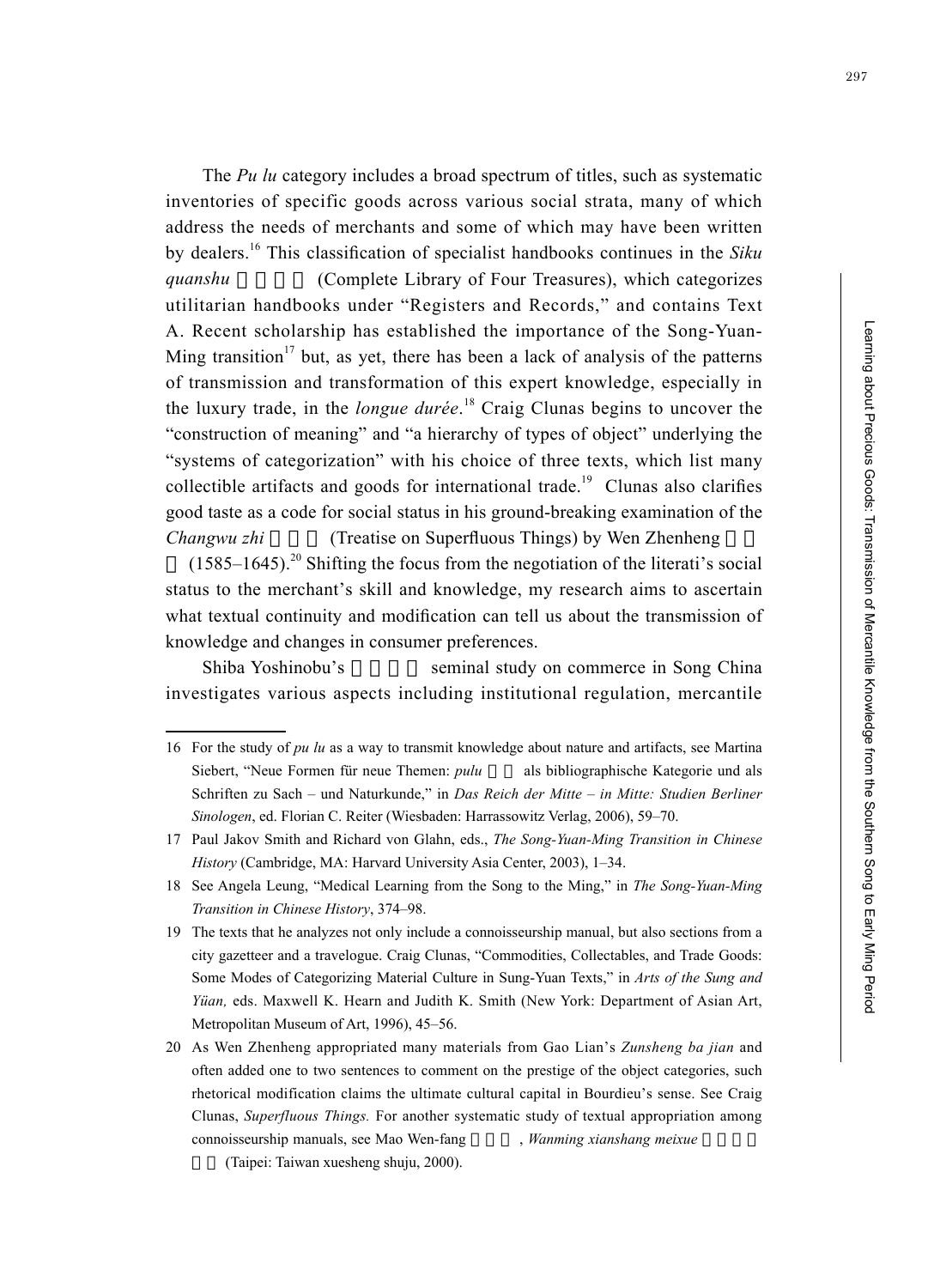The *Pu lu* category includes a broad spectrum of titles, such as systematic inventories of specific goods across various social strata, many of which address the needs of merchants and some of which may have been written by dealers.[16] This classification of specialist handbooks continues in the *Siku quanshu* (Complete Library of Four Treasures), which categorizes utilitarian handbooks under “Registers and Records,” and contains Text A. Recent scholarship has established the importance of the Song-Yuan-Ming transition[17] but, as yet, there has been a lack of analysis of the patterns of transmission and transformation of this expert knowledge, especially in the luxury trade, in the *longue durée*.[18] Craig Clunas begins to uncover the “construction of meaning” and “a hierarchy of types of object” underlying the “systems of categorization” with his choice of three texts, which list many collectible artifacts and goods for international trade.[19] Clunas also clarifies good taste as a code for social status in his ground-breaking examination of the *Changwu zhi* (Treatise on Superfluous Things) by Wen Zhenheng (1585–1645).[20] Shifting the focus from the negotiation of the literati’s social status to the merchant’s skill and knowledge, my research aims to ascertain what textual continuity and modification can tell us about the transmission of knowledge and changes in consumer preferences.

Shiba Yoshinobu’s seminal study on commerce in Song China investigates various aspects including institutional regulation, mercantile

---

16 For the study of *pu lu* as a way to transmit knowledge about nature and artifacts, see Martina Siebert, “Neue Formen für neue Themen: *pulu* als bibliographische Kategorie und als Schriften zu Sach – und Naturkunde,” in *Das Reich der Mitte – in Mitte: Studien Berliner Sinologen*, ed. Florian C. Reiter (Wiesbaden: Harrassowitz Verlag, 2006), 59–70.

17 Paul Jakov Smith and Richard von Glahn, eds., *The Song-Yuan-Ming Transition in Chinese History* (Cambridge, MA: Harvard University Asia Center, 2003), 1–34.

18 See Angela Leung, “Medical Learning from the Song to the Ming,” in *The Song-Yuan-Ming Transition in Chinese History*, 374–98.

19 The texts that he analyzes not only include a connoisseurship manual, but also sections from a city gazetteer and a travelogue. Craig Clunas, “Commodities, Collectables, and Trade Goods: Some Modes of Categorizing Material Culture in Sung-Yuan Texts,” in *Arts of the Sung and Yüan,* eds. Maxwell K. Hearn and Judith K. Smith (New York: Department of Asian Art, Metropolitan Museum of Art, 1996), 45–56.

20 As Wen Zhenheng appropriated many materials from Gao Lian’s *Zunsheng ba jian* and often added one to two sentences to comment on the prestige of the object categories, such rhetorical modification claims the ultimate cultural capital in Bourdieu’s sense. See Craig Clunas, *Superfluous Things.* For another systematic study of textual appropriation among connoisseurship manuals, see Mao Wen-fang, *Wanming xianshang meixue* (Taipei: Taiwan xuesheng shuju, 2000).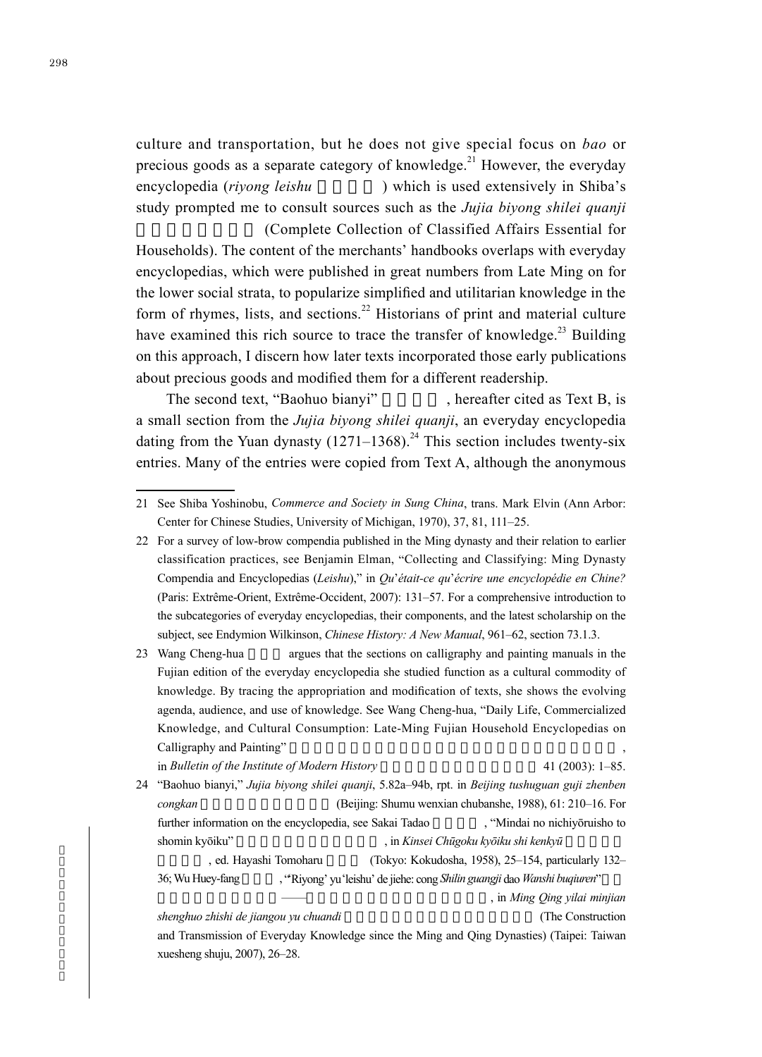culture and transportation, but he does not give special focus on *bao* or precious goods as a separate category of knowledge.[21] However, the everyday encyclopedia (*riyong leishu* ) which is used extensively in Shiba's study prompted me to consult sources such as the *Jujia biyong shilei quanji* (Complete Collection of Classified Affairs Essential for Households). The content of the merchants' handbooks overlaps with everyday encyclopedias, which were published in great numbers from Late Ming on for the lower social strata, to popularize simplified and utilitarian knowledge in the form of rhymes, lists, and sections.[22] Historians of print and material culture have examined this rich source to trace the transfer of knowledge.[23] Building on this approach, I discern how later texts incorporated those early publications about precious goods and modified them for a different readership.

The second text, "Baohuo bianyi" , hereafter cited as Text B, is a small section from the *Jujia biyong shilei quanji*, an everyday encyclopedia dating from the Yuan dynasty (1271–1368).[24] This section includes twenty-six entries. Many of the entries were copied from Text A, although the anonymous

---

21 See Shiba Yoshinobu, *Commerce and Society in Sung China*, trans. Mark Elvin (Ann Arbor: Center for Chinese Studies, University of Michigan, 1970), 37, 81, 111–25.

22 For a survey of low-brow compendia published in the Ming dynasty and their relation to earlier classification practices, see Benjamin Elman, "Collecting and Classifying: Ming Dynasty Compendia and Encyclopedias (*Leishu*)," in *Qu'était-ce qu'écrire une encyclopédie en Chine?* (Paris: Extrême-Orient, Extrême-Occident, 2007): 131–57. For a comprehensive introduction to the subcategories of everyday encyclopedias, their components, and the latest scholarship on the subject, see Endymion Wilkinson, *Chinese History: A New Manual*, 961–62, section 73.1.3.

23 Wang Cheng-hua argues that the sections on calligraphy and painting manuals in the Fujian edition of the everyday encyclopedia she studied function as a cultural commodity of knowledge. By tracing the appropriation and modification of texts, she shows the evolving agenda, audience, and use of knowledge. See Wang Cheng-hua, "Daily Life, Commercialized Knowledge, and Cultural Consumption: Late-Ming Fujian Household Encyclopedias on Calligraphy and Painting" , in *Bulletin of the Institute of Modern History* 41 (2003): 1–85.

24 "Baohuo bianyi," *Jujia biyong shilei quanji*, 5.82a–94b, rpt. in *Beijing tushuguan guji zhenben congkan* (Beijing: Shumu wenxian chubanshe, 1988), 61: 210–16. For further information on the encyclopedia, see Sakai Tadao , "Mindai no nichiyōruisho to shomin kyōiku" , in *Kinsei Chūgoku kyōiku shi kenkyū* , ed. Hayashi Tomoharu (Tokyo: Kokudosha, 1958), 25–154, particularly 132–36; Wu Huey-fang , "'Riyong' yu 'leishu' de jiehe: cong *Shilin guangji* dao *Wanshi buqiuren*" ——, in *Ming Qing yilai minjian shenghuo zhishi de jiangou yu chuandi* (The Construction and Transmission of Everyday Knowledge since the Ming and Qing Dynasties) (Taipei: Taiwan xuesheng shuju, 2007), 26–28.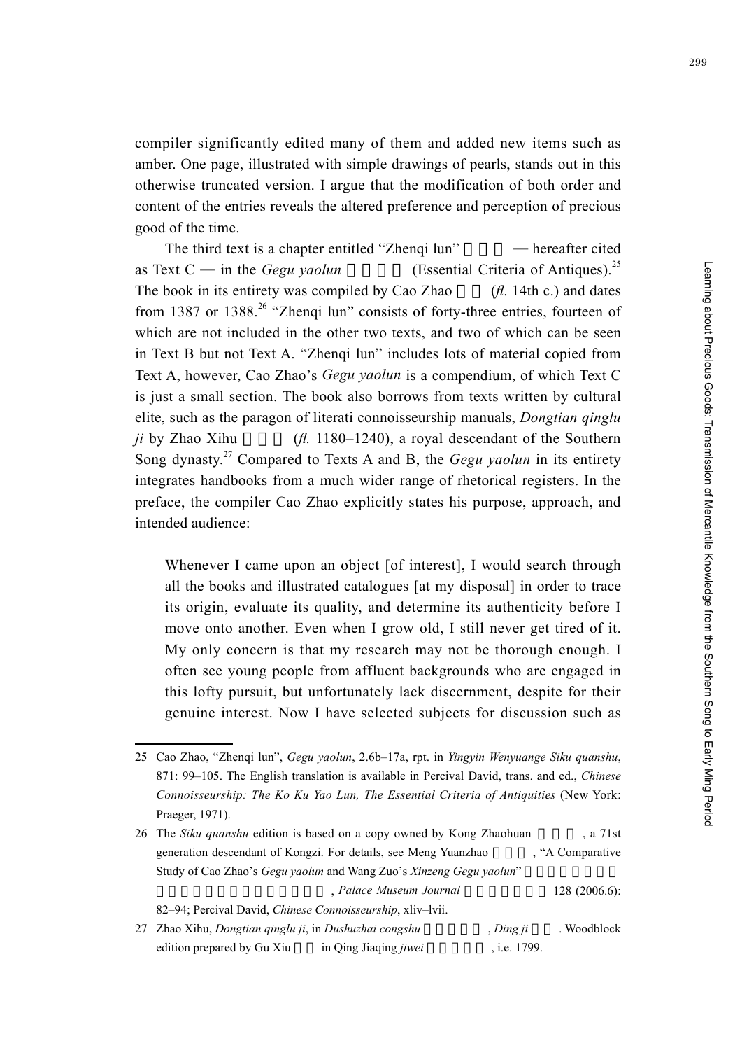compiler significantly edited many of them and added new items such as amber. One page, illustrated with simple drawings of pearls, stands out in this otherwise truncated version. I argue that the modification of both order and content of the entries reveals the altered preference and perception of precious good of the time.

The third text is a chapter entitled "Zhenqi lun" — hereafter cited as Text C — in the *Gegu yaolun* (Essential Criteria of Antiques).[25] The book in its entirety was compiled by Cao Zhao (*fl.* 14th c.) and dates from 1387 or 1388.[26] "Zhenqi lun" consists of forty-three entries, fourteen of which are not included in the other two texts, and two of which can be seen in Text B but not Text A. "Zhenqi lun" includes lots of material copied from Text A, however, Cao Zhao's *Gegu yaolun* is a compendium, of which Text C is just a small section. The book also borrows from texts written by cultural elite, such as the paragon of literati connoisseurship manuals, *Dongtian qinglu ji* by Zhao Xihu (*fl.* 1180–1240), a royal descendant of the Southern Song dynasty.[27] Compared to Texts A and B, the *Gegu yaolun* in its entirety integrates handbooks from a much wider range of rhetorical registers. In the preface, the compiler Cao Zhao explicitly states his purpose, approach, and intended audience:

> Whenever I came upon an object [of interest], I would search through all the books and illustrated catalogues [at my disposal] in order to trace its origin, evaluate its quality, and determine its authenticity before I move onto another. Even when I grow old, I still never get tired of it. My only concern is that my research may not be thorough enough. I often see young people from affluent backgrounds who are engaged in this lofty pursuit, but unfortunately lack discernment, despite for their genuine interest. Now I have selected subjects for discussion such as

---

25 Cao Zhao, "Zhenqi lun", *Gegu yaolun*, 2.6b–17a, rpt. in *Yingyin Wenyuange Siku quanshu*, 871: 99–105. The English translation is available in Percival David, trans. and ed., *Chinese Connoisseurship: The Ko Ku Yao Lun, The Essential Criteria of Antiquities* (New York: Praeger, 1971).

26 The *Siku quanshu* edition is based on a copy owned by Kong Zhaohuan , a 71st generation descendant of Kongzi. For details, see Meng Yuanzhao , "A Comparative Study of Cao Zhao's *Gegu yaolun* and Wang Zuo's *Xinzeng Gegu yaolun*" , *Palace Museum Journal* 128 (2006.6): 82–94; Percival David, *Chinese Connoisseurship*, xliv–lvii.

27 Zhao Xihu, *Dongtian qinglu ji*, in *Dushuzhai congshu* , *Ding ji* . Woodblock edition prepared by Gu Xiu in Qing Jiaqing *jiwei* , i.e. 1799.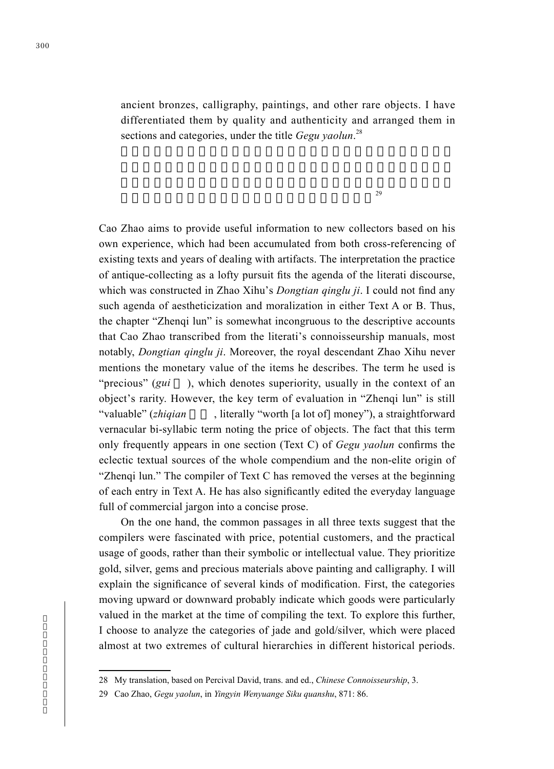ancient bronzes, calligraphy, paintings, and other rare objects. I have differentiated them by quality and authenticity and arranged them in sections and categories, under the title *Gegu yaolun*.[28]

[29]

Cao Zhao aims to provide useful information to new collectors based on his own experience, which had been accumulated from both cross-referencing of existing texts and years of dealing with artifacts. The interpretation the practice of antique-collecting as a lofty pursuit fits the agenda of the literati discourse, which was constructed in Zhao Xihu's *Dongtian qinglu ji*. I could not find any such agenda of aestheticization and moralization in either Text A or B. Thus, the chapter "Zhenqi lun" is somewhat incongruous to the descriptive accounts that Cao Zhao transcribed from the literati's connoisseurship manuals, most notably, *Dongtian qinglu ji*. Moreover, the royal descendant Zhao Xihu never mentions the monetary value of the items he describes. The term he used is "precious" (*gui* ), which denotes superiority, usually in the context of an object's rarity. However, the key term of evaluation in "Zhenqi lun" is still "valuable" (*zhiqian* , literally "worth [a lot of] money"), a straightforward vernacular bi-syllabic term noting the price of objects. The fact that this term only frequently appears in one section (Text C) of *Gegu yaolun* confirms the eclectic textual sources of the whole compendium and the non-elite origin of "Zhenqi lun." The compiler of Text C has removed the verses at the beginning of each entry in Text A. He has also significantly edited the everyday language full of commercial jargon into a concise prose.

On the one hand, the common passages in all three texts suggest that the compilers were fascinated with price, potential customers, and the practical usage of goods, rather than their symbolic or intellectual value. They prioritize gold, silver, gems and precious materials above painting and calligraphy. I will explain the significance of several kinds of modification. First, the categories moving upward or downward probably indicate which goods were particularly valued in the market at the time of compiling the text. To explore this further, I choose to analyze the categories of jade and gold/silver, which were placed almost at two extremes of cultural hierarchies in different historical periods.

28 My translation, based on Percival David, trans. and ed., *Chinese Connoisseurship*, 3.

29 Cao Zhao, *Gegu yaolun*, in *Yingyin Wenyuange Siku quanshu*, 871: 86.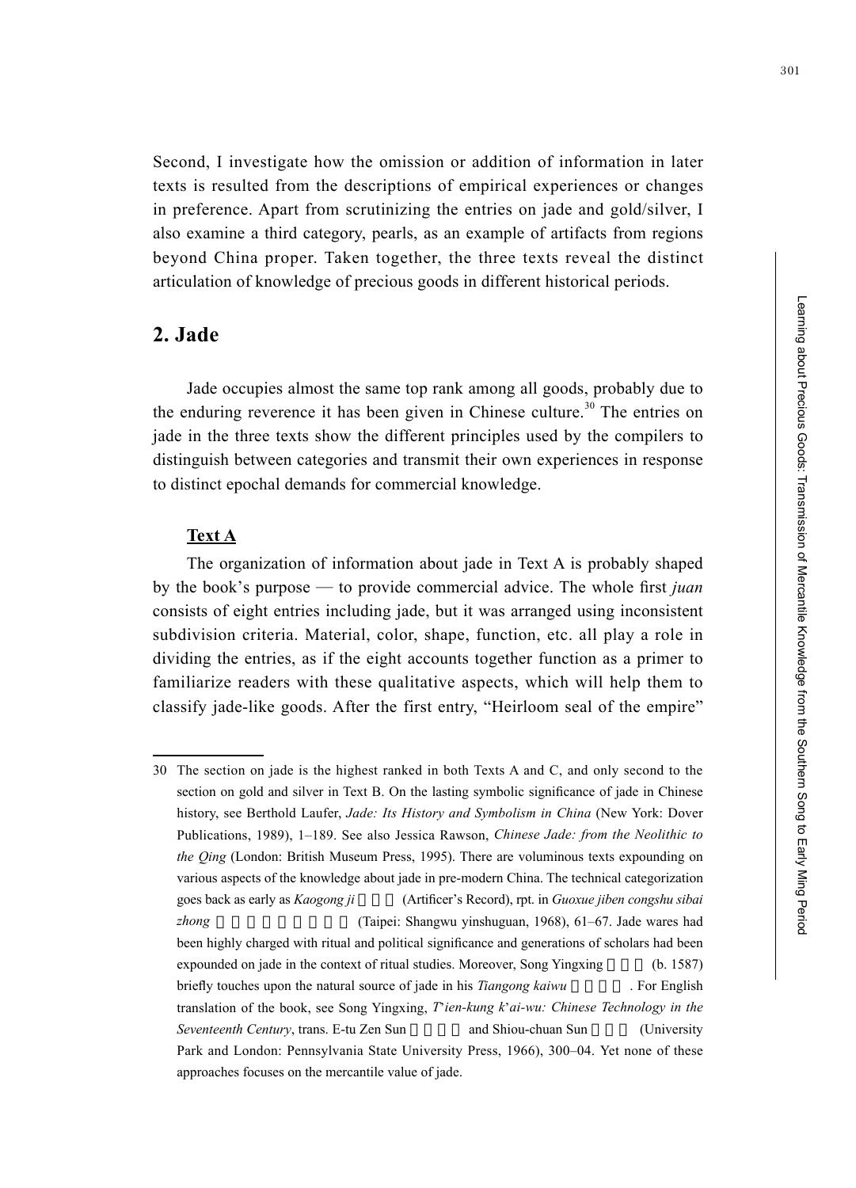Second, I investigate how the omission or addition of information in later texts is resulted from the descriptions of empirical experiences or changes in preference. Apart from scrutinizing the entries on jade and gold/silver, I also examine a third category, pearls, as an example of artifacts from regions beyond China proper. Taken together, the three texts reveal the distinct articulation of knowledge of precious goods in different historical periods.

## 2. Jade

Jade occupies almost the same top rank among all goods, probably due to the enduring reverence it has been given in Chinese culture.[30] The entries on jade in the three texts show the different principles used by the compilers to distinguish between categories and transmit their own experiences in response to distinct epochal demands for commercial knowledge.

### Text A

The organization of information about jade in Text A is probably shaped by the book's purpose — to provide commercial advice. The whole first *juan* consists of eight entries including jade, but it was arranged using inconsistent subdivision criteria. Material, color, shape, function, etc. all play a role in dividing the entries, as if the eight accounts together function as a primer to familiarize readers with these qualitative aspects, which will help them to classify jade-like goods. After the first entry, "Heirloom seal of the empire"

---

30 The section on jade is the highest ranked in both Texts A and C, and only second to the section on gold and silver in Text B. On the lasting symbolic significance of jade in Chinese history, see Berthold Laufer, *Jade: Its History and Symbolism in China* (New York: Dover Publications, 1989), 1–189. See also Jessica Rawson, *Chinese Jade: from the Neolithic to the Qing* (London: British Museum Press, 1995). There are voluminous texts expounding on various aspects of the knowledge about jade in pre-modern China. The technical categorization goes back as early as *Kaogong ji* (Artificer's Record), rpt. in *Guoxue jiben congshu sibai zhong* (Taipei: Shangwu yinshuguan, 1968), 61–67. Jade wares had been highly charged with ritual and political significance and generations of scholars had been expounded on jade in the context of ritual studies. Moreover, Song Yingxing (b. 1587) briefly touches upon the natural source of jade in his *Tiangong kaiwu*. For English translation of the book, see Song Yingxing, *T'ien-kung k'ai-wu: Chinese Technology in the Seventeenth Century*, trans. E-tu Zen Sun and Shiou-chuan Sun (University Park and London: Pennsylvania State University Press, 1966), 300–04. Yet none of these approaches focuses on the mercantile value of jade.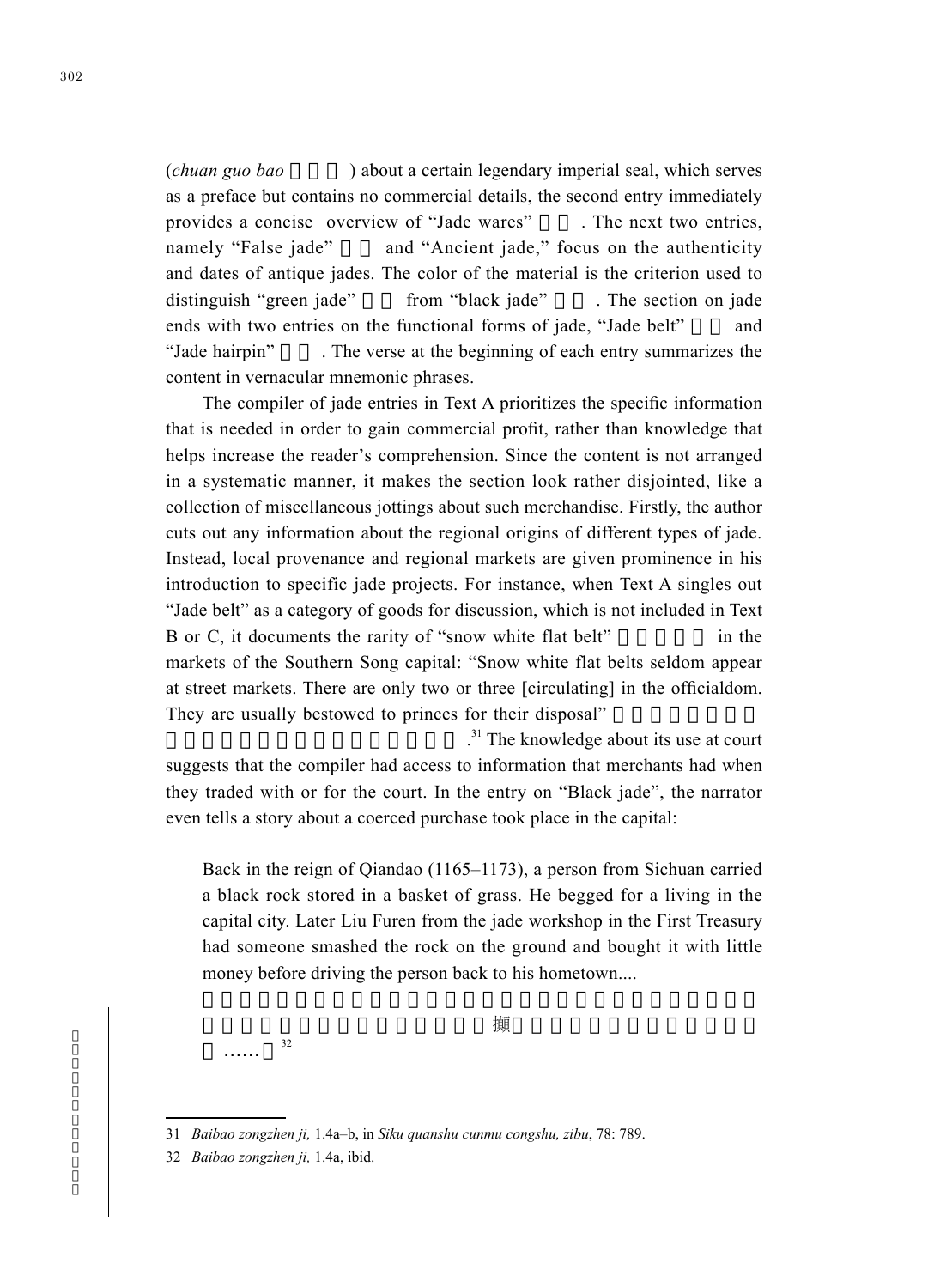(*chuan guo bao* □□□) about a certain legendary imperial seal, which serves as a preface but contains no commercial details, the second entry immediately provides a concise overview of "Jade wares" □□. The next two entries, namely "False jade" □□ and "Ancient jade," focus on the authenticity and dates of antique jades. The color of the material is the criterion used to distinguish "green jade" □□ from "black jade" □□. The section on jade ends with two entries on the functional forms of jade, "Jade belt" □□ and "Jade hairpin" □□. The verse at the beginning of each entry summarizes the content in vernacular mnemonic phrases.

The compiler of jade entries in Text A prioritizes the specific information that is needed in order to gain commercial profit, rather than knowledge that helps increase the reader's comprehension. Since the content is not arranged in a systematic manner, it makes the section look rather disjointed, like a collection of miscellaneous jottings about such merchandise. Firstly, the author cuts out any information about the regional origins of different types of jade. Instead, local provenance and regional markets are given prominence in his introduction to specific jade projects. For instance, when Text A singles out "Jade belt" as a category of goods for discussion, which is not included in Text B or C, it documents the rarity of "snow white flat belt" □□□□□ in the markets of the Southern Song capital: "Snow white flat belts seldom appear at street markets. There are only two or three [circulating] in the officialdom. They are usually bestowed to princes for their disposal" □□□□□□□□□□□□□□□□□□□□□.[31] The knowledge about its use at court suggests that the compiler had access to information that merchants had when they traded with or for the court. In the entry on "Black jade", the narrator even tells a story about a coerced purchase took place in the capital:

> Back in the reign of Qiandao (1165–1173), a person from Sichuan carried a black rock stored in a basket of grass. He begged for a living in the capital city. Later Liu Furen from the jade workshop in the First Treasury had someone smashed the rock on the ground and bought it with little money before driving the person back to his hometown....
>
> □□□□□□□□□□□□□□□□□□□□□□□□□□□□□□□□□□□□□□□□撷□□□□□□□□□□□……）[32]

---

31 *Baibao zongzhen ji,* 1.4a–b, in *Siku quanshu cunmu congshu, zibu*, 78: 789.

32 *Baibao zongzhen ji,* 1.4a, ibid.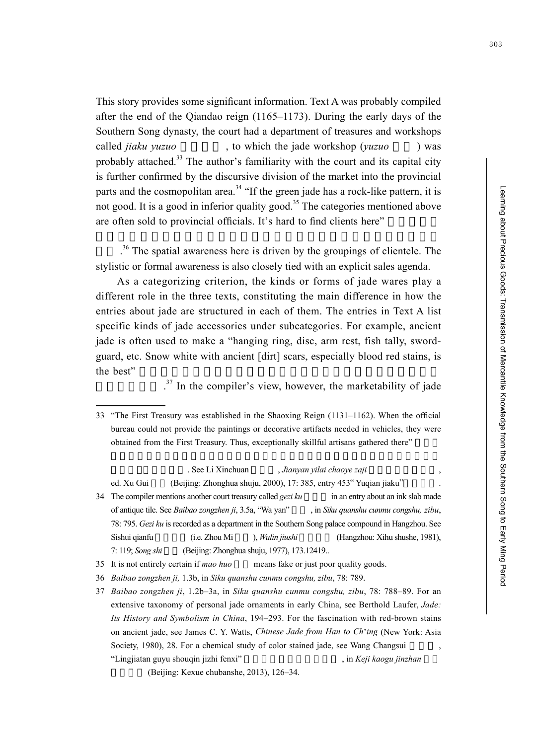This story provides some significant information. Text A was probably compiled after the end of the Qiandao reign (1165–1173). During the early days of the Southern Song dynasty, the court had a department of treasures and workshops called *jiaku yuzuo* , to which the jade workshop (*yuzuo* ) was probably attached.[33] The author's familiarity with the court and its capital city is further confirmed by the discursive division of the market into the provincial parts and the cosmopolitan area.[34] "If the green jade has a rock-like pattern, it is not good. It is a good in inferior quality good.[35] The categories mentioned above are often sold to provincial officials. It's hard to find clients here" .[36] The spatial awareness here is driven by the groupings of clientele. The stylistic or formal awareness is also closely tied with an explicit sales agenda.

As a categorizing criterion, the kinds or forms of jade wares play a different role in the three texts, constituting the main difference in how the entries about jade are structured in each of them. The entries in Text A list specific kinds of jade accessories under subcategories. For example, ancient jade is often used to make a "hanging ring, disc, arm rest, fish tally, sword-guard, etc. Snow white with ancient [dirt] scars, especially blood red stains, is the best" .[37] In the compiler's view, however, the marketability of jade

---

33 "The First Treasury was established in the Shaoxing Reign (1131–1162). When the official bureau could not provide the paintings or decorative artifacts needed in vehicles, they were obtained from the First Treasury. Thus, exceptionally skillful artisans gathered there" . See Li Xinchuan , *Jianyan yilai chaoye zaji* , ed. Xu Gui (Beijing: Zhonghua shuju, 2000), 17: 385, entry 453 "Yuqian jiaku" .

34 The compiler mentions another court treasury called *gezi ku* in an entry about an ink slab made of antique tile. See *Baibao zongzhen ji*, 3.5a, "Wa yan" , in *Siku quanshu cunmu congshu, zibu*, 78: 795. *Gezi ku* is recorded as a department in the Southern Song palace compound in Hangzhou. See Sishui qianfu (i.e. Zhou Mi ), *Wulin jiushi* (Hangzhou: Xihu shushe, 1981), 7: 119; *Song shi* (Beijing: Zhonghua shuju, 1977), 173.12419..

35 It is not entirely certain if *mao huo* means fake or just poor quality goods.

36 *Baibao zongzhen ji,* 1.3b, in *Siku quanshu cunmu congshu, zibu*, 78: 789.

37 *Baibao zongzhen ji*, 1.2b–3a, in *Siku quanshu cunmu congshu, zibu*, 78: 788–89. For an extensive taxonomy of personal jade ornaments in early China, see Berthold Laufer, *Jade: Its History and Symbolism in China*, 194–293. For the fascination with red-brown stains on ancient jade, see James C. Y. Watts, *Chinese Jade from Han to Ch'ing* (New York: Asia Society, 1980), 28. For a chemical study of color stained jade, see Wang Changsui , "Lingjiatan guyu shouqin jizhi fenxi" , in *Keji kaogu jinzhan* (Beijing: Kexue chubanshe, 2013), 126–34.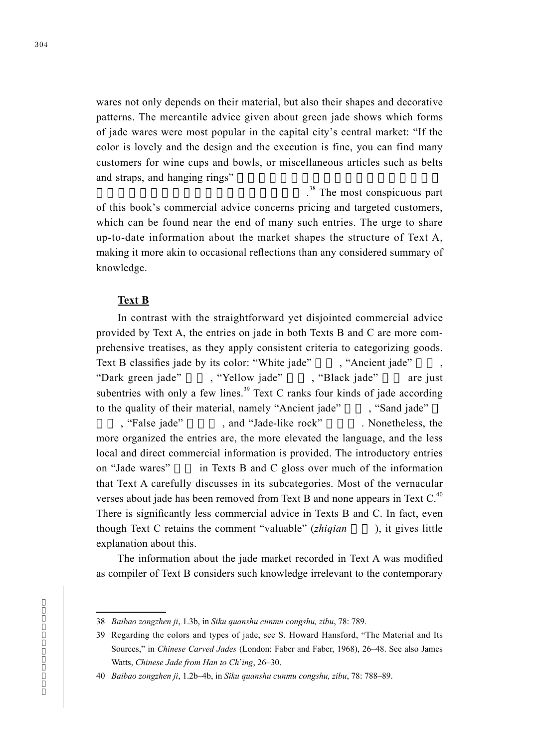wares not only depends on their material, but also their shapes and decorative patterns. The mercantile advice given about green jade shows which forms of jade wares were most popular in the capital city's central market: "If the color is lovely and the design and the execution is fine, you can find many customers for wine cups and bowls, or miscellaneous articles such as belts and straps, and hanging rings" □□□□□□□□□□□□□□□□□□□□□□□□□□□□□□□□□□.[38] The most conspicuous part of this book's commercial advice concerns pricing and targeted customers, which can be found near the end of many such entries. The urge to share up-to-date information about the market shapes the structure of Text A, making it more akin to occasional reflections than any considered summary of knowledge.

## Text B

In contrast with the straightforward yet disjointed commercial advice provided by Text A, the entries on jade in both Texts B and C are more comprehensive treatises, as they apply consistent criteria to categorizing goods. Text B classifies jade by its color: "White jade" □□, "Ancient jade" □□, "Dark green jade" □□, "Yellow jade" □□, "Black jade" □□ are just subentries with only a few lines.[39] Text C ranks four kinds of jade according to the quality of their material, namely "Ancient jade" □□, "Sand jade" □□□, "False jade" □□□, and "Jade-like rock" □□□. Nonetheless, the more organized the entries are, the more elevated the language, and the less local and direct commercial information is provided. The introductory entries on "Jade wares" □□ in Texts B and C gloss over much of the information that Text A carefully discusses in its subcategories. Most of the vernacular verses about jade has been removed from Text B and none appears in Text C.[40] There is significantly less commercial advice in Texts B and C. In fact, even though Text C retains the comment "valuable" (*zhiqian* □□), it gives little explanation about this.

The information about the jade market recorded in Text A was modified as compiler of Text B considers such knowledge irrelevant to the contemporary

---

38 *Baibao zongzhen ji*, 1.3b, in *Siku quanshu cunmu congshu, zibu*, 78: 789.

39 Regarding the colors and types of jade, see S. Howard Hansford, "The Material and Its Sources," in *Chinese Carved Jades* (London: Faber and Faber, 1968), 26–48. See also James Watts, *Chinese Jade from Han to Ch'ing*, 26–30.

40 *Baibao zongzhen ji*, 1.2b–4b, in *Siku quanshu cunmu congshu, zibu*, 78: 788–89.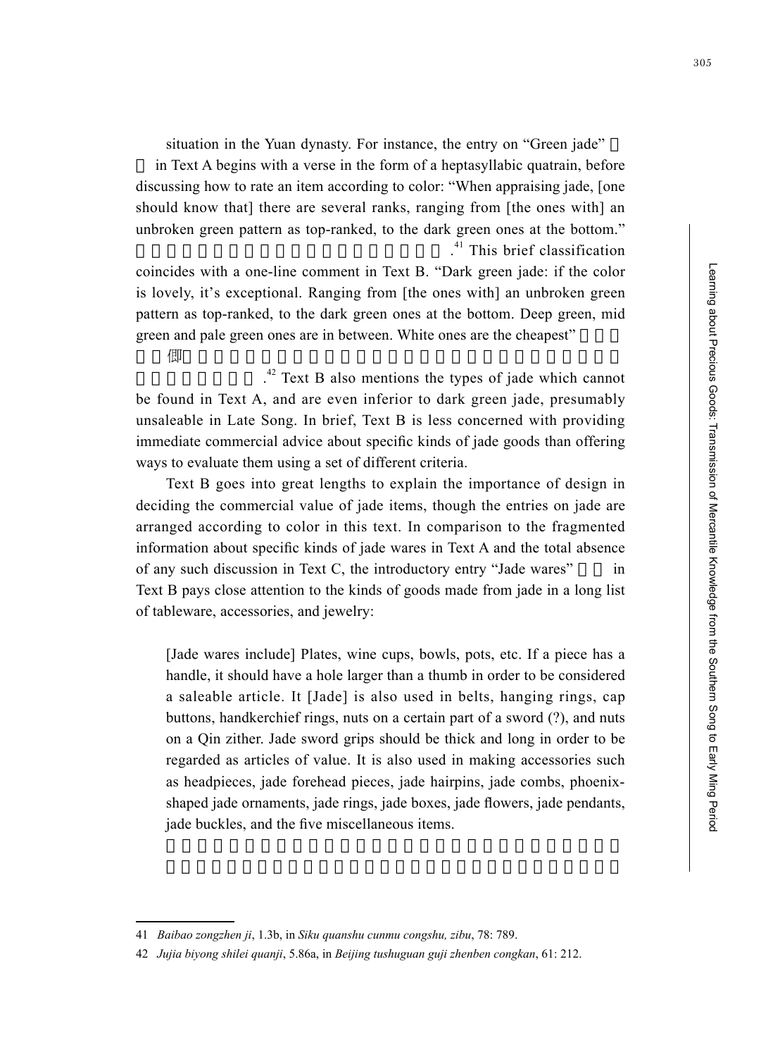situation in the Yuan dynasty. For instance, the entry on "Green jade" in Text A begins with a verse in the form of a heptasyllabic quatrain, before discussing how to rate an item according to color: "When appraising jade, [one should know that] there are several ranks, ranging from [the ones with] an unbroken green pattern as top-ranked, to the dark green ones at the bottom." .[41] This brief classification coincides with a one-line comment in Text B. "Dark green jade: if the color is lovely, it's exceptional. Ranging from [the ones with] an unbroken green pattern as top-ranked, to the dark green ones at the bottom. Deep green, mid green and pale green ones are in between. White ones are the cheapest" 倻 .[42] Text B also mentions the types of jade which cannot be found in Text A, and are even inferior to dark green jade, presumably unsaleable in Late Song. In brief, Text B is less concerned with providing immediate commercial advice about specific kinds of jade goods than offering ways to evaluate them using a set of different criteria.

Text B goes into great lengths to explain the importance of design in deciding the commercial value of jade items, though the entries on jade are arranged according to color in this text. In comparison to the fragmented information about specific kinds of jade wares in Text A and the total absence of any such discussion in Text C, the introductory entry "Jade wares" in Text B pays close attention to the kinds of goods made from jade in a long list of tableware, accessories, and jewelry:

> [Jade wares include] Plates, wine cups, bowls, pots, etc. If a piece has a handle, it should have a hole larger than a thumb in order to be considered a saleable article. It [Jade] is also used in belts, hanging rings, cap buttons, handkerchief rings, nuts on a certain part of a sword (?), and nuts on a Qin zither. Jade sword grips should be thick and long in order to be regarded as articles of value. It is also used in making accessories such as headpieces, jade forehead pieces, jade hairpins, jade combs, phoenix-shaped jade ornaments, jade rings, jade boxes, jade flowers, jade pendants, jade buckles, and the five miscellaneous items.

---

41 *Baibao zongzhen ji*, 1.3b, in *Siku quanshu cunmu congshu, zibu*, 78: 789.

42 *Jujia biyong shilei quanji*, 5.86a, in *Beijing tushuguan guji zhenben congkan*, 61: 212.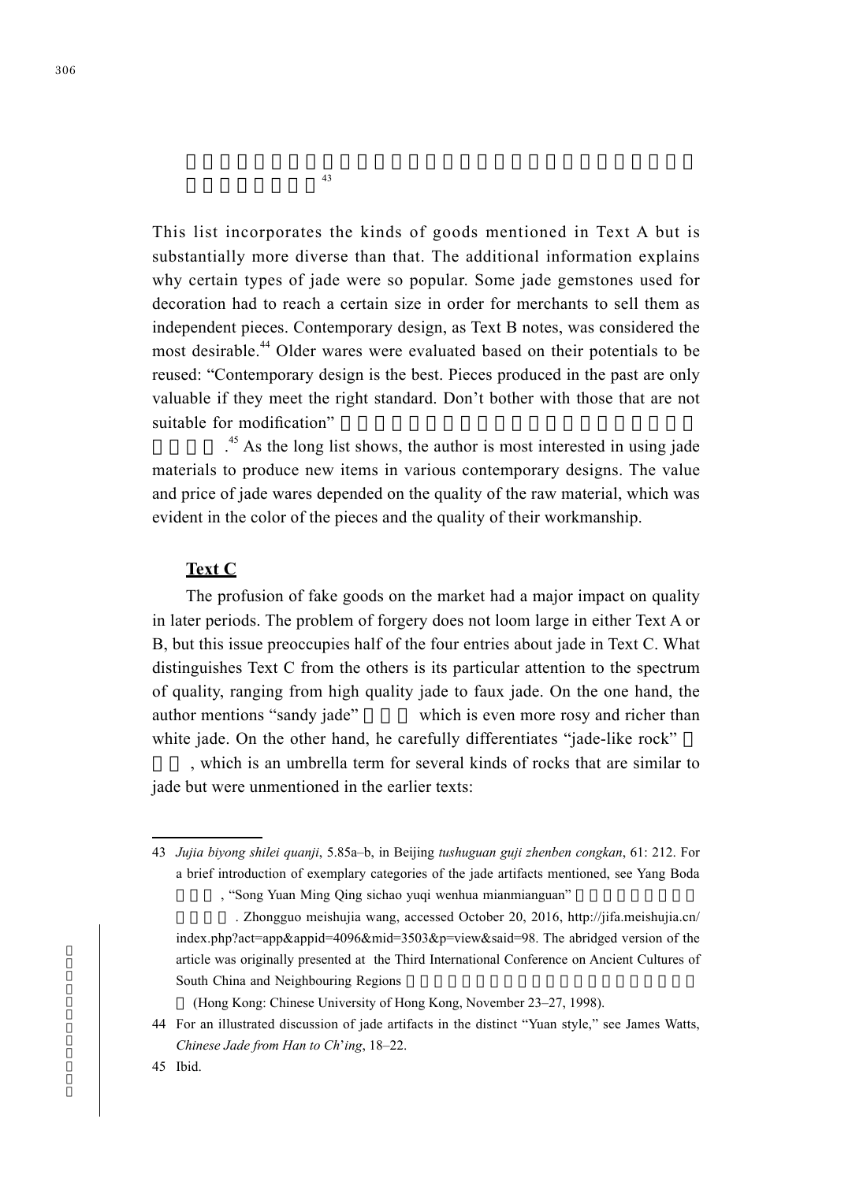[43]

This list incorporates the kinds of goods mentioned in Text A but is substantially more diverse than that. The additional information explains why certain types of jade were so popular. Some jade gemstones used for decoration had to reach a certain size in order for merchants to sell them as independent pieces. Contemporary design, as Text B notes, was considered the most desirable.[44] Older wares were evaluated based on their potentials to be reused: "Contemporary design is the best. Pieces produced in the past are only valuable if they meet the right standard. Don't bother with those that are not suitable for modification" .[45] As the long list shows, the author is most interested in using jade materials to produce new items in various contemporary designs. The value and price of jade wares depended on the quality of the raw material, which was evident in the color of the pieces and the quality of their workmanship.

## Text C

The profusion of fake goods on the market had a major impact on quality in later periods. The problem of forgery does not loom large in either Text A or B, but this issue preoccupies half of the four entries about jade in Text C. What distinguishes Text C from the others is its particular attention to the spectrum of quality, ranging from high quality jade to faux jade. On the one hand, the author mentions "sandy jade" which is even more rosy and richer than white jade. On the other hand, he carefully differentiates "jade-like rock" , which is an umbrella term for several kinds of rocks that are similar to jade but were unmentioned in the earlier texts:

---

43 *Jujia biyong shilei quanji*, 5.85a–b, in Beijing *tushuguan guji zhenben congkan*, 61: 212. For a brief introduction of exemplary categories of the jade artifacts mentioned, see Yang Boda , "Song Yuan Ming Qing sichao yuqi wenhua mianmianguan" . Zhongguo meishujia wang, accessed October 20, 2016, http://jifa.meishujia.cn/index.php?act=app&appid=4096&mid=3503&p=view&said=98. The abridged version of the article was originally presented at the Third International Conference on Ancient Cultures of South China and Neighbouring Regions (Hong Kong: Chinese University of Hong Kong, November 23–27, 1998).

44 For an illustrated discussion of jade artifacts in the distinct "Yuan style," see James Watts, *Chinese Jade from Han to Ch'ing*, 18–22.

45 Ibid.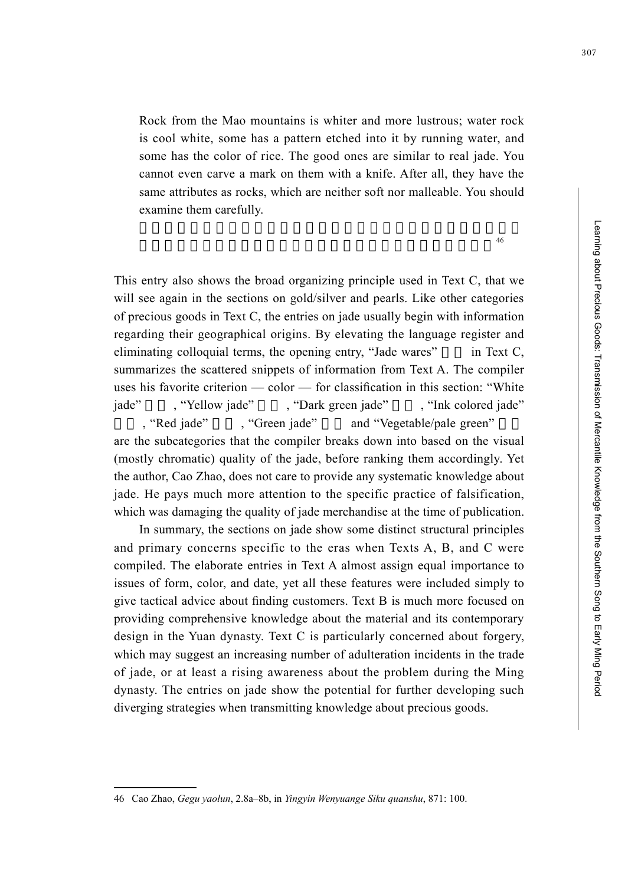> Rock from the Mao mountains is whiter and more lustrous; water rock is cool white, some has a pattern etched into it by running water, and some has the color of rice. The good ones are similar to real jade. You cannot even carve a mark on them with a knife. After all, they have the same attributes as rocks, which are neither soft nor malleable. You should examine them carefully.
>
> [46]

This entry also shows the broad organizing principle used in Text C, that we will see again in the sections on gold/silver and pearls. Like other categories of precious goods in Text C, the entries on jade usually begin with information regarding their geographical origins. By elevating the language register and eliminating colloquial terms, the opening entry, "Jade wares" in Text C, summarizes the scattered snippets of information from Text A. The compiler uses his favorite criterion — color — for classification in this section: "White jade", "Yellow jade", "Dark green jade", "Ink colored jade", "Red jade", "Green jade" and "Vegetable/pale green" are the subcategories that the compiler breaks down into based on the visual (mostly chromatic) quality of the jade, before ranking them accordingly. Yet the author, Cao Zhao, does not care to provide any systematic knowledge about jade. He pays much more attention to the specific practice of falsification, which was damaging the quality of jade merchandise at the time of publication.

In summary, the sections on jade show some distinct structural principles and primary concerns specific to the eras when Texts A, B, and C were compiled. The elaborate entries in Text A almost assign equal importance to issues of form, color, and date, yet all these features were included simply to give tactical advice about finding customers. Text B is much more focused on providing comprehensive knowledge about the material and its contemporary design in the Yuan dynasty. Text C is particularly concerned about forgery, which may suggest an increasing number of adulteration incidents in the trade of jade, or at least a rising awareness about the problem during the Ming dynasty. The entries on jade show the potential for further developing such diverging strategies when transmitting knowledge about precious goods.

---

46 Cao Zhao, *Gegu yaolun*, 2.8a–8b, in *Yingyin Wenyuange Siku quanshu*, 871: 100.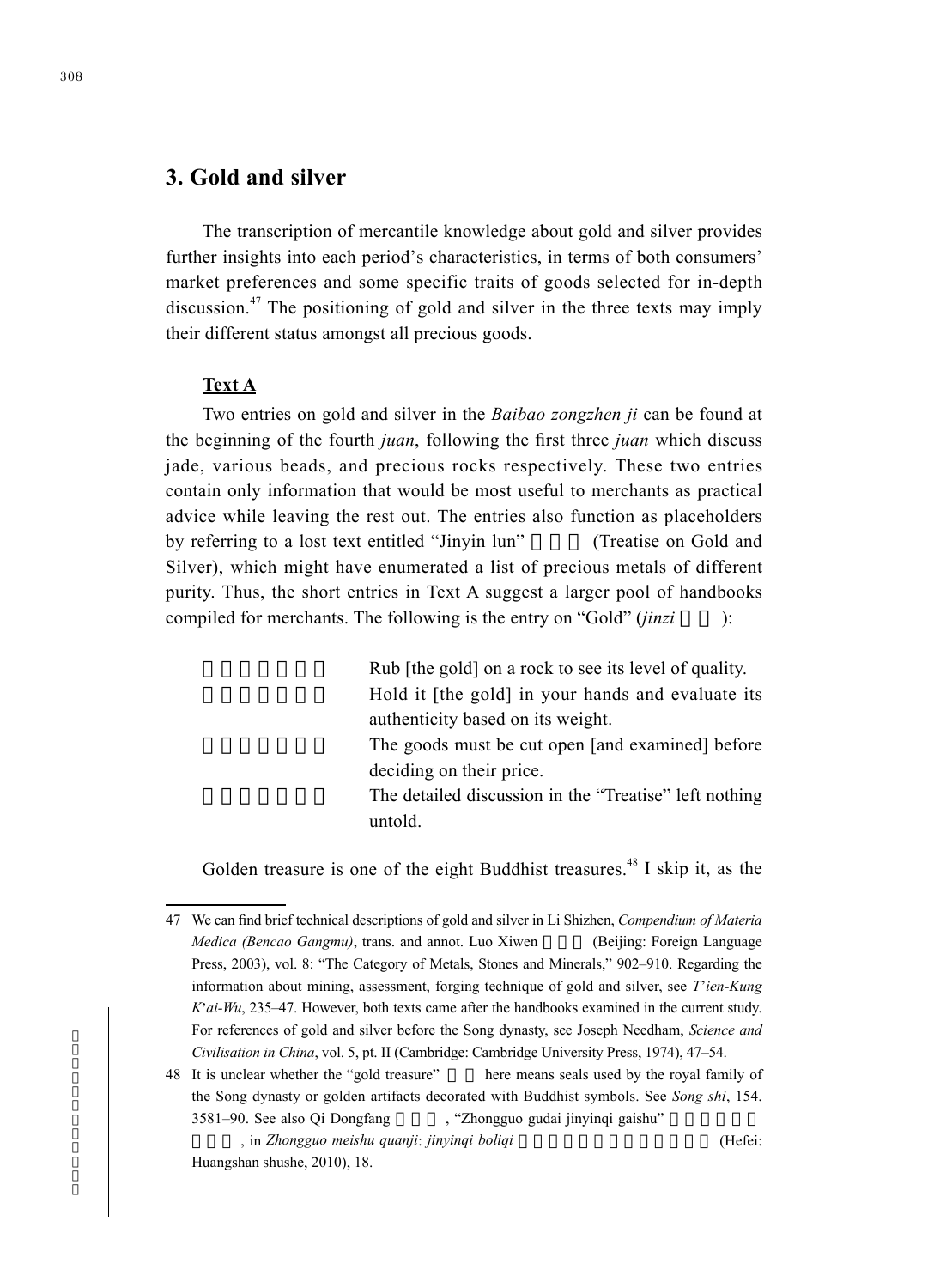## 3. Gold and silver

The transcription of mercantile knowledge about gold and silver provides further insights into each period's characteristics, in terms of both consumers' market preferences and some specific traits of goods selected for in-depth discussion.[47] The positioning of gold and silver in the three texts may imply their different status amongst all precious goods.

**Text A**

Two entries on gold and silver in the *Baibao zongzhen ji* can be found at the beginning of the fourth *juan*, following the first three *juan* which discuss jade, various beads, and precious rocks respectively. These two entries contain only information that would be most useful to merchants as practical advice while leaving the rest out. The entries also function as placeholders by referring to a lost text entitled "Jinyin lun" (Treatise on Gold and Silver), which might have enumerated a list of precious metals of different purity. Thus, the short entries in Text A suggest a larger pool of handbooks compiled for merchants. The following is the entry on "Gold" (*jinzi* ):

| | |
|---|---|
| | Rub [the gold] on a rock to see its level of quality. |
| | Hold it [the gold] in your hands and evaluate its authenticity based on its weight. |
| | The goods must be cut open [and examined] before deciding on their price. |
| | The detailed discussion in the "Treatise" left nothing untold. |

Golden treasure is one of the eight Buddhist treasures.[48] I skip it, as the

---

47 We can find brief technical descriptions of gold and silver in Li Shizhen, *Compendium of Materia Medica (Bencao Gangmu)*, trans. and annot. Luo Xiwen (Beijing: Foreign Language Press, 2003), vol. 8: "The Category of Metals, Stones and Minerals," 902–910. Regarding the information about mining, assessment, forging technique of gold and silver, see *T'ien-Kung K'ai-Wu*, 235–47. However, both texts came after the handbooks examined in the current study. For references of gold and silver before the Song dynasty, see Joseph Needham, *Science and Civilisation in China*, vol. 5, pt. II (Cambridge: Cambridge University Press, 1974), 47–54.

48 It is unclear whether the "gold treasure" here means seals used by the royal family of the Song dynasty or golden artifacts decorated with Buddhist symbols. See *Song shi*, 154. 3581–90. See also Qi Dongfang , "Zhongguo gudai jinyinqi gaishu" , in *Zhongguo meishu quanji*: *jinyinqi boliqi* (Hefei: Huangshan shushe, 2010), 18.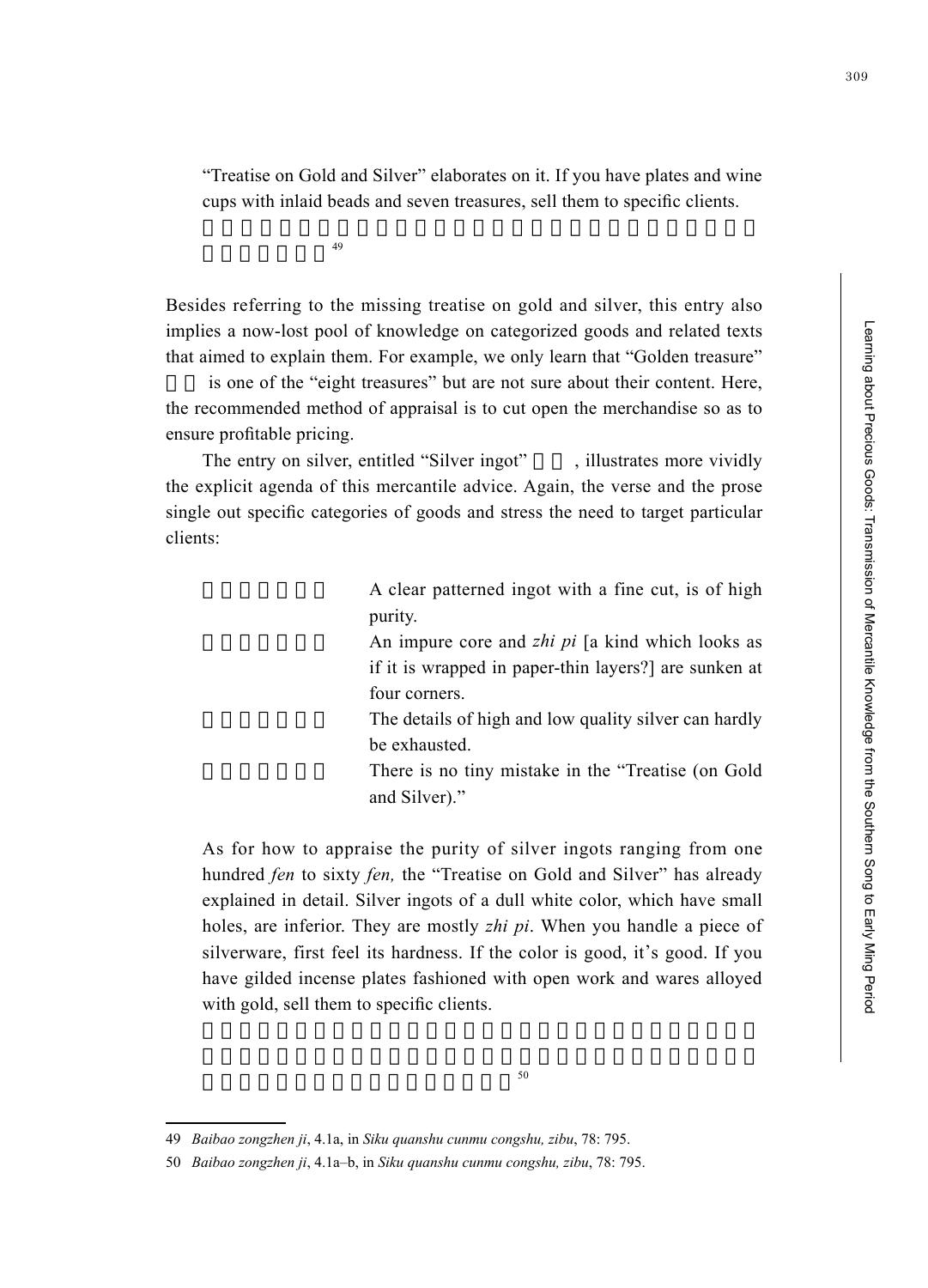"Treatise on Gold and Silver" elaborates on it. If you have plates and wine cups with inlaid beads and seven treasures, sell them to specific clients.[49]

Besides referring to the missing treatise on gold and silver, this entry also implies a now-lost pool of knowledge on categorized goods and related texts that aimed to explain them. For example, we only learn that "Golden treasure" is one of the "eight treasures" but are not sure about their content. Here, the recommended method of appraisal is to cut open the merchandise so as to ensure profitable pricing.

The entry on silver, entitled "Silver ingot", illustrates more vividly the explicit agenda of this mercantile advice. Again, the verse and the prose single out specific categories of goods and stress the need to target particular clients:

A clear patterned ingot with a fine cut, is of high purity.
An impure core and *zhi pi* [a kind which looks as if it is wrapped in paper-thin layers?] are sunken at four corners.
The details of high and low quality silver can hardly be exhausted.
There is no tiny mistake in the "Treatise (on Gold and Silver)."

As for how to appraise the purity of silver ingots ranging from one hundred *fen* to sixty *fen,* the "Treatise on Gold and Silver" has already explained in detail. Silver ingots of a dull white color, which have small holes, are inferior. They are mostly *zhi pi*. When you handle a piece of silverware, first feel its hardness. If the color is good, it's good. If you have gilded incense plates fashioned with open work and wares alloyed with gold, sell them to specific clients.[50]

---

49 *Baibao zongzhen ji*, 4.1a, in *Siku quanshu cunmu congshu, zibu*, 78: 795.

50 *Baibao zongzhen ji*, 4.1a–b, in *Siku quanshu cunmu congshu, zibu*, 78: 795.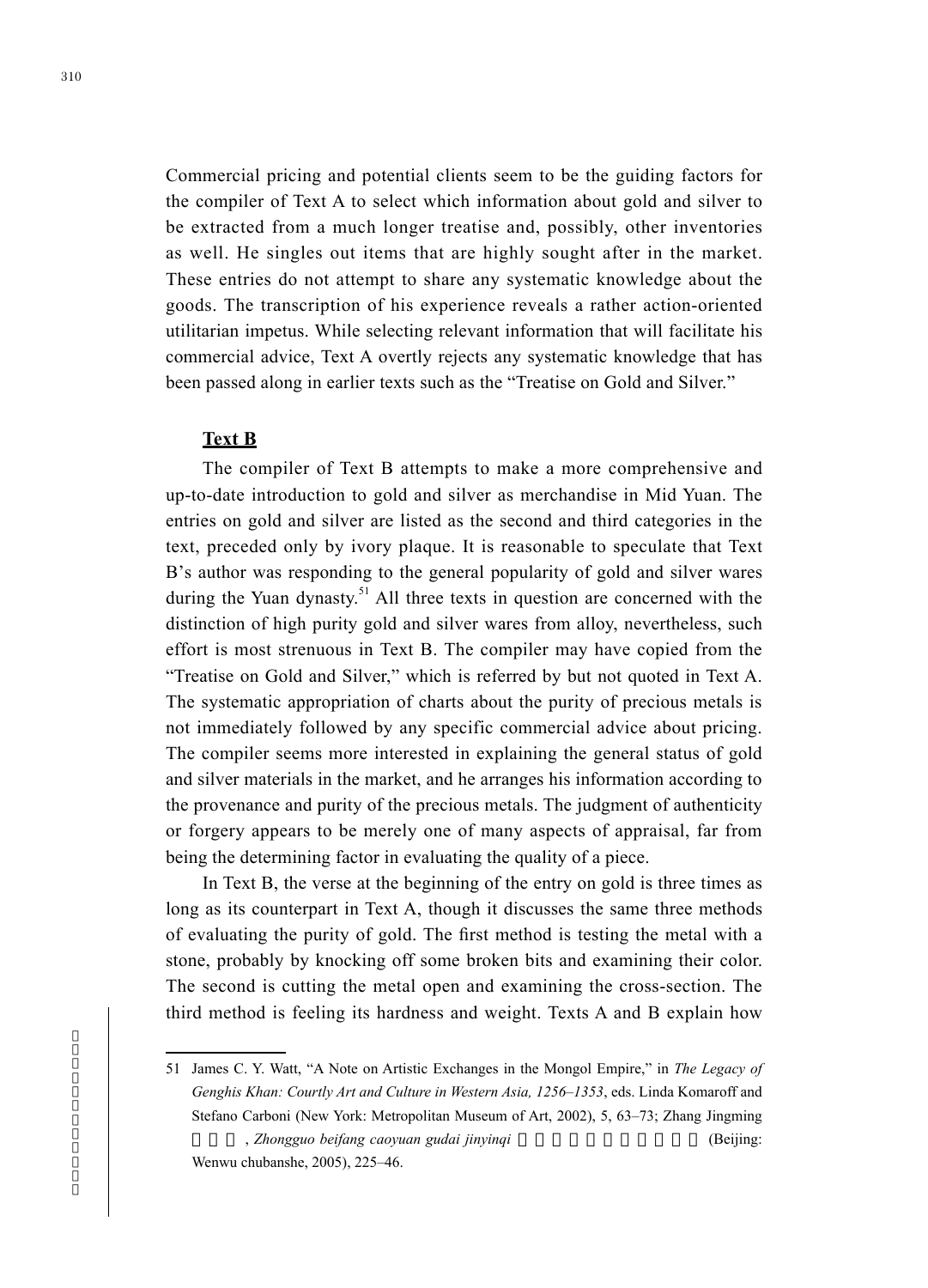Commercial pricing and potential clients seem to be the guiding factors for the compiler of Text A to select which information about gold and silver to be extracted from a much longer treatise and, possibly, other inventories as well. He singles out items that are highly sought after in the market. These entries do not attempt to share any systematic knowledge about the goods. The transcription of his experience reveals a rather action-oriented utilitarian impetus. While selecting relevant information that will facilitate his commercial advice, Text A overtly rejects any systematic knowledge that has been passed along in earlier texts such as the "Treatise on Gold and Silver."

### **Text B**

The compiler of Text B attempts to make a more comprehensive and up-to-date introduction to gold and silver as merchandise in Mid Yuan. The entries on gold and silver are listed as the second and third categories in the text, preceded only by ivory plaque. It is reasonable to speculate that Text B's author was responding to the general popularity of gold and silver wares during the Yuan dynasty.[51] All three texts in question are concerned with the distinction of high purity gold and silver wares from alloy, nevertheless, such effort is most strenuous in Text B. The compiler may have copied from the "Treatise on Gold and Silver," which is referred by but not quoted in Text A. The systematic appropriation of charts about the purity of precious metals is not immediately followed by any specific commercial advice about pricing. The compiler seems more interested in explaining the general status of gold and silver materials in the market, and he arranges his information according to the provenance and purity of the precious metals. The judgment of authenticity or forgery appears to be merely one of many aspects of appraisal, far from being the determining factor in evaluating the quality of a piece.

In Text B, the verse at the beginning of the entry on gold is three times as long as its counterpart in Text A, though it discusses the same three methods of evaluating the purity of gold. The first method is testing the metal with a stone, probably by knocking off some broken bits and examining their color. The second is cutting the metal open and examining the cross-section. The third method is feeling its hardness and weight. Texts A and B explain how

---

51 James C. Y. Watt, "A Note on Artistic Exchanges in the Mongol Empire," in *The Legacy of Genghis Khan: Courtly Art and Culture in Western Asia, 1256–1353*, eds. Linda Komaroff and Stefano Carboni (New York: Metropolitan Museum of Art, 2002), 5, 63–73; Zhang Jingming 張景明, *Zhongguo beifang caoyuan gudai jinyinqi* 中國北方草原古代金銀器 (Beijing: Wenwu chubanshe, 2005), 225–46.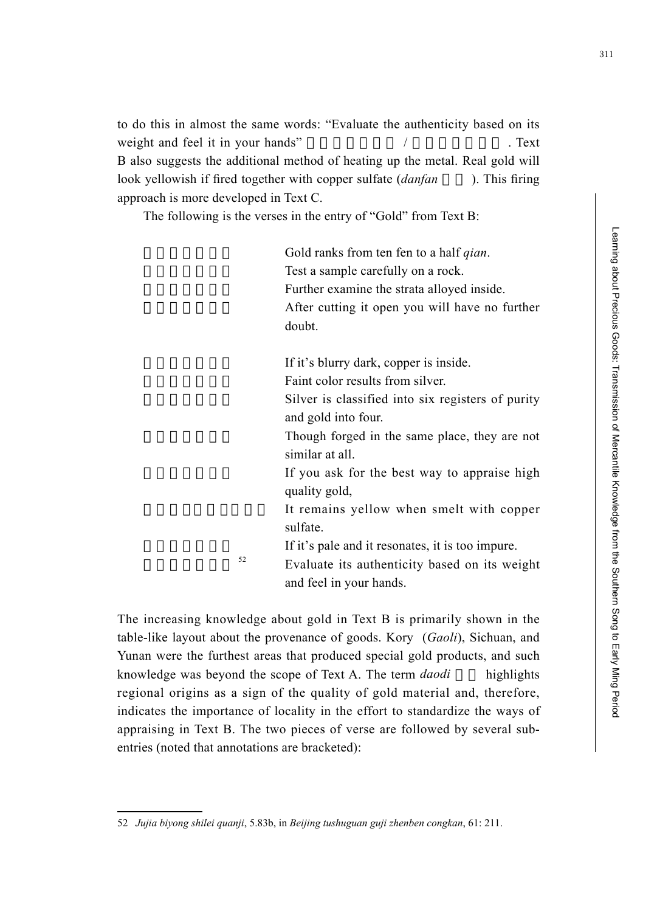to do this in almost the same words: “Evaluate the authenticity based on its weight and feel it in your hands” / . Text B also suggests the additional method of heating up the metal. Real gold will look yellowish if fired together with copper sulfate (*danfan* ). This firing approach is more developed in Text C.

The following is the verses in the entry of “Gold” from Text B:

Gold ranks from ten fen to a half *qian*.
Test a sample carefully on a rock.
Further examine the strata alloyed inside.
After cutting it open you will have no further doubt.

If it’s blurry dark, copper is inside.
Faint color results from silver.
Silver is classified into six registers of purity and gold into four.
Though forged in the same place, they are not similar at all.
If you ask for the best way to appraise high quality gold,
It remains yellow when smelt with copper sulfate.
If it’s pale and it resonates, it is too impure.
Evaluate its authenticity based on its weight and feel in your hands.[52]

The increasing knowledge about gold in Text B is primarily shown in the table-like layout about the provenance of goods. Kory (*Gaoli*), Sichuan, and Yunan were the furthest areas that produced special gold products, and such knowledge was beyond the scope of Text A. The term *daodi* highlights regional origins as a sign of the quality of gold material and, therefore, indicates the importance of locality in the effort to standardize the ways of appraising in Text B. The two pieces of verse are followed by several sub-entries (noted that annotations are bracketed):

---

52 *Jujia biyong shilei quanji*, 5.83b, in *Beijing tushuguan guji zhenben congkan*, 61: 211.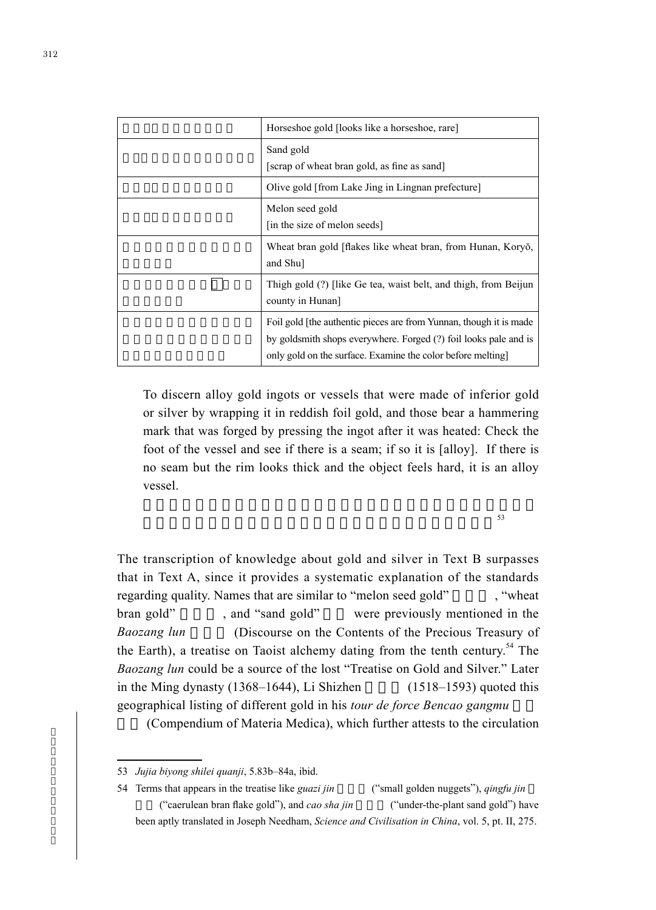| | |
|---|---|
| | Horseshoe gold [looks like a horseshoe, rare] |
| | Sand gold<br>[scrap of wheat bran gold, as fine as sand] |
| | Olive gold [from Lake Jing in Lingnan prefecture] |
| | Melon seed gold<br>[in the size of melon seeds] |
| | Wheat bran gold [flakes like wheat bran, from Hunan, Koryŏ, and Shu] |
| | Thigh gold (?) [like Ge tea, waist belt, and thigh, from Beijun county in Hunan] |
| | Foil gold [the authentic pieces are from Yunnan, though it is made by goldsmith shops everywhere. Forged (?) foil looks pale and is only gold on the surface. Examine the color before melting] |

> To discern alloy gold ingots or vessels that were made of inferior gold or silver by wrapping it in reddish foil gold, and those bear a hammering mark that was forged by pressing the ingot after it was heated: Check the foot of the vessel and see if there is a seam; if so it is [alloy]. If there is no seam but the rim looks thick and the object feels hard, it is an alloy vessel.
>
> [53]

The transcription of knowledge about gold and silver in Text B surpasses that in Text A, since it provides a systematic explanation of the standards regarding quality. Names that are similar to "melon seed gold" , "wheat bran gold" , and "sand gold" were previously mentioned in the *Baozang lun* (Discourse on the Contents of the Precious Treasury of the Earth), a treatise on Taoist alchemy dating from the tenth century.[54] The *Baozang lun* could be a source of the lost "Treatise on Gold and Silver." Later in the Ming dynasty (1368–1644), Li Shizhen (1518–1593) quoted this geographical listing of different gold in his *tour de force Bencao gangmu* (Compendium of Materia Medica), which further attests to the circulation

---

53 *Jujia biyong shilei quanji*, 5.83b–84a, ibid.

54 Terms that appears in the treatise like *guazi jin* ("small golden nuggets"), *qingfu jin* ("caerulean bran flake gold"), and *cao sha jin* ("under-the-plant sand gold") have been aptly translated in Joseph Needham, *Science and Civilisation in China*, vol. 5, pt. II, 275.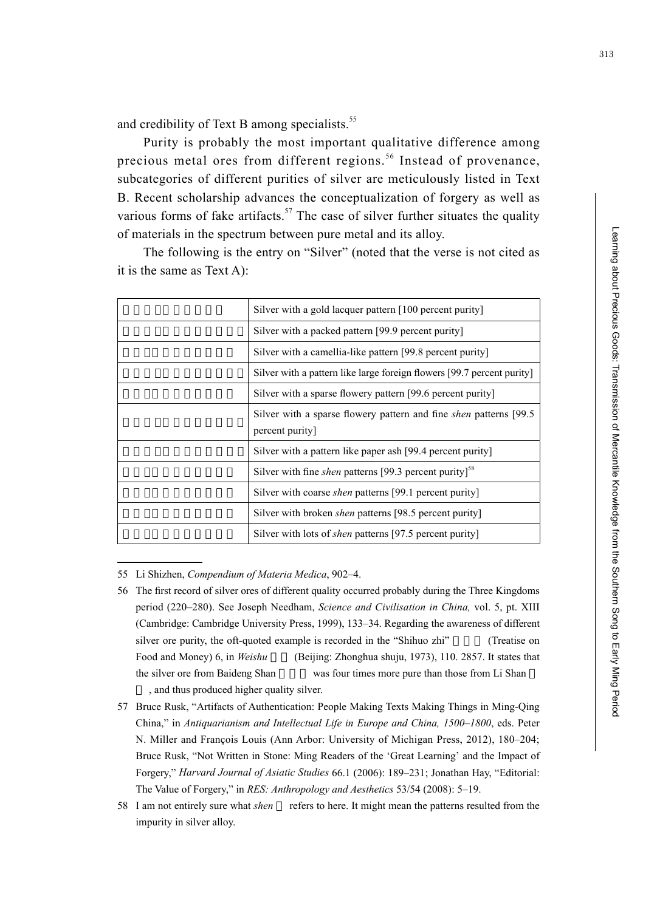and credibility of Text B among specialists.[55]

Purity is probably the most important qualitative difference among precious metal ores from different regions.[56] Instead of provenance, subcategories of different purities of silver are meticulously listed in Text B. Recent scholarship advances the conceptualization of forgery as well as various forms of fake artifacts.[57] The case of silver further situates the quality of materials in the spectrum between pure metal and its alloy.

The following is the entry on "Silver" (noted that the verse is not cited as it is the same as Text A):

| | |
|---|---|
| □□□□□□□□□ | Silver with a gold lacquer pattern [100 percent purity] |
| □□□□□□□□□□□ | Silver with a packed pattern [99.9 percent purity] |
| □□□□□□□□□□ | Silver with a camellia-like pattern [99.8 percent purity] |
| □□□□□□□□□□□ | Silver with a pattern like large foreign flowers [99.7 percent purity] |
| □□□□□□□□□□ | Silver with a sparse flowery pattern [99.6 percent purity] |
| □□□□□□□□□□□ | Silver with a sparse flowery pattern and fine *shen* patterns [99.5 percent purity] |
| □□□□□□□□□□□ | Silver with a pattern like paper ash [99.4 percent purity] |
| □□□□□□□□□□ | Silver with fine *shen* patterns [99.3 percent purity][58] |
| □□□□□□□□□□ | Silver with coarse *shen* patterns [99.1 percent purity] |
| □□□□□□□□□□ | Silver with broken *shen* patterns [98.5 percent purity] |
| □□□□□□□□□□ | Silver with lots of *shen* patterns [97.5 percent purity] |

---

55 Li Shizhen, *Compendium of Materia Medica*, 902–4.

56 The first record of silver ores of different quality occurred probably during the Three Kingdoms period (220–280). See Joseph Needham, *Science and Civilisation in China,* vol. 5, pt. XIII (Cambridge: Cambridge University Press, 1999), 133–34. Regarding the awareness of different silver ore purity, the oft-quoted example is recorded in the "Shihuo zhi" □□□ (Treatise on Food and Money) 6, in *Weishu* □□ (Beijing: Zhonghua shuju, 1973), 110. 2857. It states that the silver ore from Baideng Shan □□□ was four times more pure than those from Li Shan □□, and thus produced higher quality silver.

57 Bruce Rusk, "Artifacts of Authentication: People Making Texts Making Things in Ming-Qing China," in *Antiquarianism and Intellectual Life in Europe and China, 1500–1800*, eds. Peter N. Miller and François Louis (Ann Arbor: University of Michigan Press, 2012), 180–204; Bruce Rusk, "Not Written in Stone: Ming Readers of the 'Great Learning' and the Impact of Forgery," *Harvard Journal of Asiatic Studies* 66.1 (2006): 189–231; Jonathan Hay, "Editorial: The Value of Forgery," in *RES: Anthropology and Aesthetics* 53/54 (2008): 5–19.

58 I am not entirely sure what *shen* □ refers to here. It might mean the patterns resulted from the impurity in silver alloy.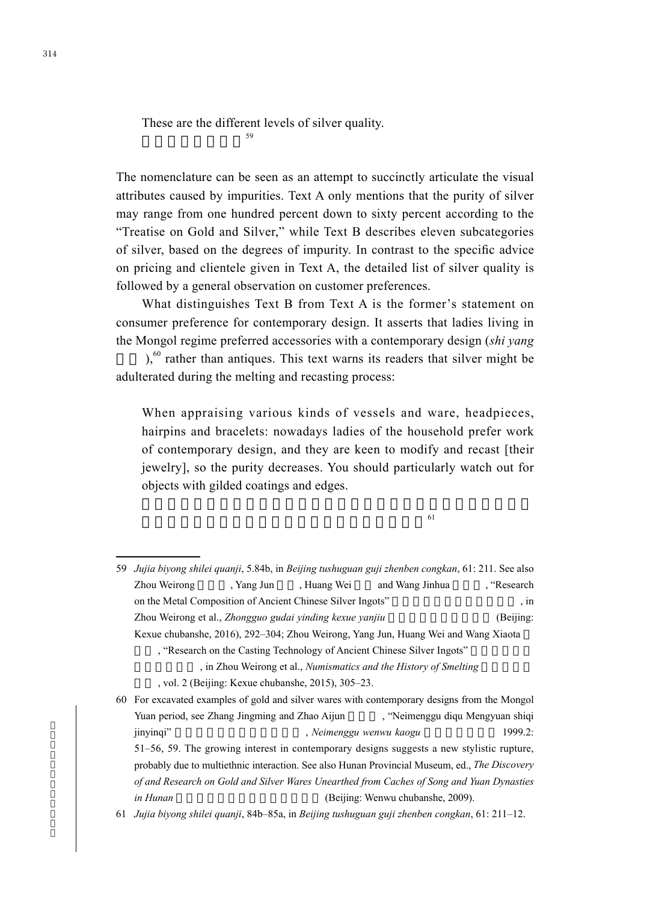These are the different levels of silver quality.

[59]

The nomenclature can be seen as an attempt to succinctly articulate the visual attributes caused by impurities. Text A only mentions that the purity of silver may range from one hundred percent down to sixty percent according to the "Treatise on Gold and Silver," while Text B describes eleven subcategories of silver, based on the degrees of impurity. In contrast to the specific advice on pricing and clientele given in Text A, the detailed list of silver quality is followed by a general observation on customer preferences.

What distinguishes Text B from Text A is the former's statement on consumer preference for contemporary design. It asserts that ladies living in the Mongol regime preferred accessories with a contemporary design (*shi yang* ),[60] rather than antiques. This text warns its readers that silver might be adulterated during the melting and recasting process:

> When appraising various kinds of vessels and ware, headpieces, hairpins and bracelets: nowadays ladies of the household prefer work of contemporary design, and they are keen to modify and recast [their jewelry], so the purity decreases. You should particularly watch out for objects with gilded coatings and edges.
>
> [61]

---

59 *Jujia biyong shilei quanji*, 5.84b, in *Beijing tushuguan guji zhenben congkan*, 61: 211. See also Zhou Weirong , Yang Jun , Huang Wei and Wang Jinhua , "Research on the Metal Composition of Ancient Chinese Silver Ingots" , in Zhou Weirong et al., *Zhongguo gudai yinding kexue yanjiu* (Beijing: Kexue chubanshe, 2016), 292–304; Zhou Weirong, Yang Jun, Huang Wei and Wang Xiaota , "Research on the Casting Technology of Ancient Chinese Silver Ingots" , in Zhou Weirong et al., *Numismatics and the History of Smelting* , vol. 2 (Beijing: Kexue chubanshe, 2015), 305–23.

60 For excavated examples of gold and silver wares with contemporary designs from the Mongol Yuan period, see Zhang Jingming and Zhao Aijun , "Neimenggu diqu Mengyuan shiqi jinyinqi" , *Neimenggu wenwu kaogu* 1999.2: 51–56, 59. The growing interest in contemporary designs suggests a new stylistic rupture, probably due to multiethnic interaction. See also Hunan Provincial Museum, ed., *The Discovery of and Research on Gold and Silver Wares Unearthed from Caches of Song and Yuan Dynasties in Hunan* (Beijing: Wenwu chubanshe, 2009).

61 *Jujia biyong shilei quanji*, 84b–85a, in *Beijing tushuguan guji zhenben congkan*, 61: 211–12.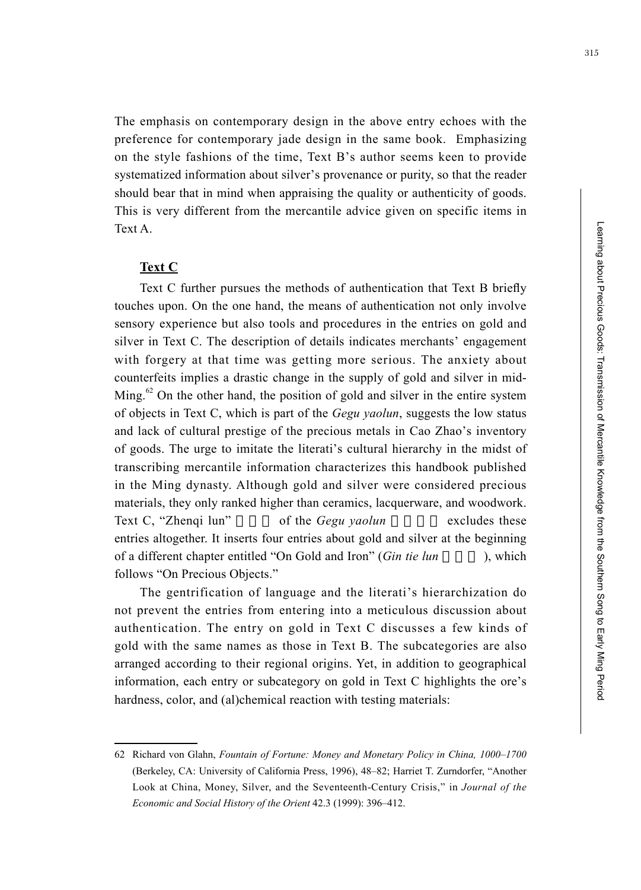The emphasis on contemporary design in the above entry echoes with the preference for contemporary jade design in the same book. Emphasizing on the style fashions of the time, Text B's author seems keen to provide systematized information about silver's provenance or purity, so that the reader should bear that in mind when appraising the quality or authenticity of goods. This is very different from the mercantile advice given on specific items in Text A.

**Text C**

Text C further pursues the methods of authentication that Text B briefly touches upon. On the one hand, the means of authentication not only involve sensory experience but also tools and procedures in the entries on gold and silver in Text C. The description of details indicates merchants' engagement with forgery at that time was getting more serious. The anxiety about counterfeits implies a drastic change in the supply of gold and silver in mid-Ming.[62] On the other hand, the position of gold and silver in the entire system of objects in Text C, which is part of the *Gegu yaolun*, suggests the low status and lack of cultural prestige of the precious metals in Cao Zhao's inventory of goods. The urge to imitate the literati's cultural hierarchy in the midst of transcribing mercantile information characterizes this handbook published in the Ming dynasty. Although gold and silver were considered precious materials, they only ranked higher than ceramics, lacquerware, and woodwork. Text C, "Zhenqi lun" of the *Gegu yaolun* excludes these entries altogether. It inserts four entries about gold and silver at the beginning of a different chapter entitled "On Gold and Iron" (*Gin tie lun* ), which follows "On Precious Objects."

The gentrification of language and the literati's hierarchization do not prevent the entries from entering into a meticulous discussion about authentication. The entry on gold in Text C discusses a few kinds of gold with the same names as those in Text B. The subcategories are also arranged according to their regional origins. Yet, in addition to geographical information, each entry or subcategory on gold in Text C highlights the ore's hardness, color, and (al)chemical reaction with testing materials:

---

62 Richard von Glahn, *Fountain of Fortune: Money and Monetary Policy in China, 1000–1700* (Berkeley, CA: University of California Press, 1996), 48–82; Harriet T. Zurndorfer, "Another Look at China, Money, Silver, and the Seventeenth-Century Crisis," in *Journal of the Economic and Social History of the Orient* 42.3 (1999): 396–412.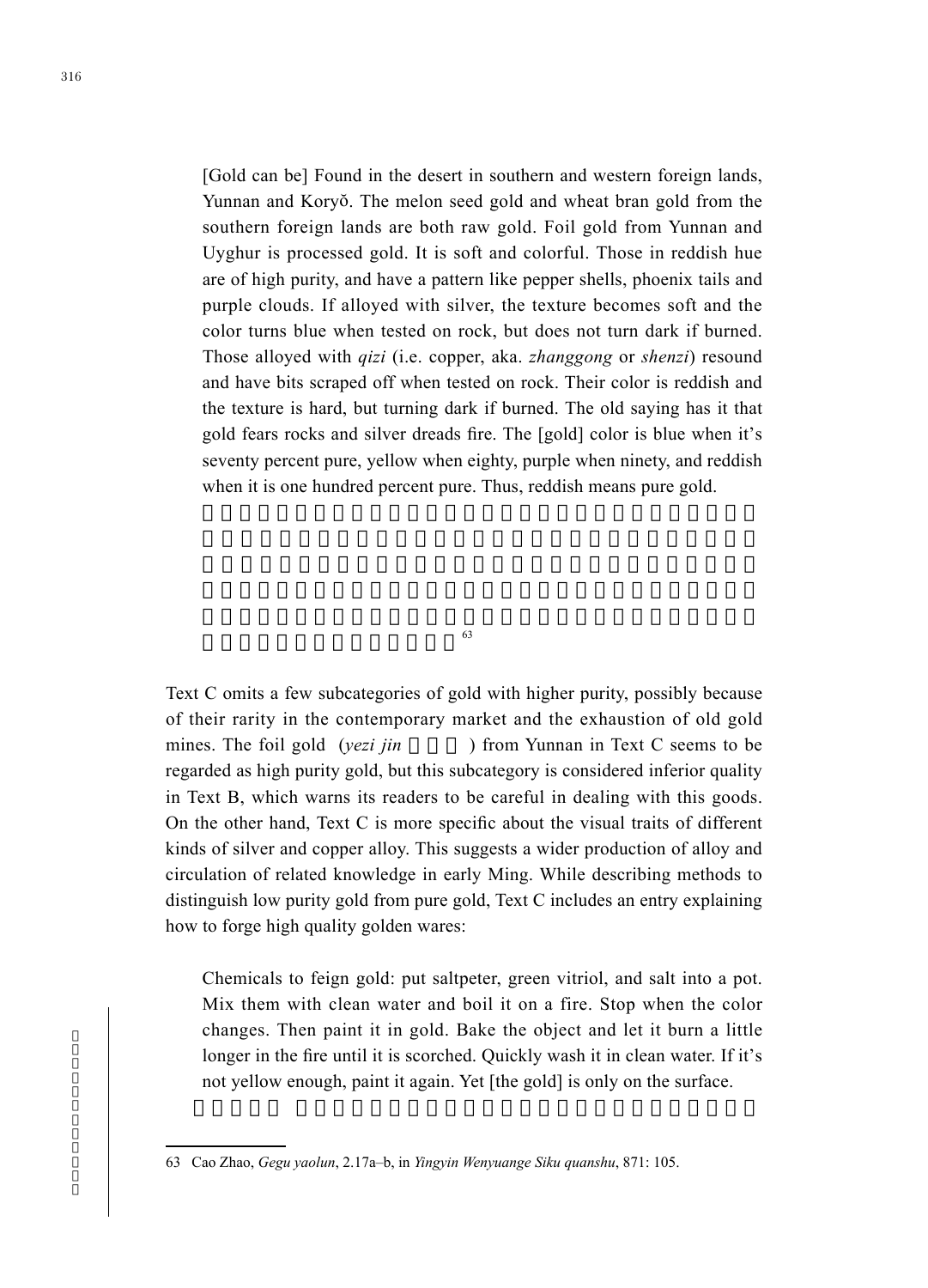> [Gold can be] Found in the desert in southern and western foreign lands, Yunnan and Koryŏ. The melon seed gold and wheat bran gold from the southern foreign lands are both raw gold. Foil gold from Yunnan and Uyghur is processed gold. It is soft and colorful. Those in reddish hue are of high purity, and have a pattern like pepper shells, phoenix tails and purple clouds. If alloyed with silver, the texture becomes soft and the color turns blue when tested on rock, but does not turn dark if burned. Those alloyed with *qizi* (i.e. copper, aka. *zhanggong* or *shenzi*) resound and have bits scraped off when tested on rock. Their color is reddish and the texture is hard, but turning dark if burned. The old saying has it that gold fears rocks and silver dreads fire. The [gold] color is blue when it's seventy percent pure, yellow when eighty, purple when ninety, and reddish when it is one hundred percent pure. Thus, reddish means pure gold.[63]

Text C omits a few subcategories of gold with higher purity, possibly because of their rarity in the contemporary market and the exhaustion of old gold mines. The foil gold (*yezi jin*) from Yunnan in Text C seems to be regarded as high purity gold, but this subcategory is considered inferior quality in Text B, which warns its readers to be careful in dealing with this goods. On the other hand, Text C is more specific about the visual traits of different kinds of silver and copper alloy. This suggests a wider production of alloy and circulation of related knowledge in early Ming. While describing methods to distinguish low purity gold from pure gold, Text C includes an entry explaining how to forge high quality golden wares:

> Chemicals to feign gold: put saltpeter, green vitriol, and salt into a pot. Mix them with clean water and boil it on a fire. Stop when the color changes. Then paint it in gold. Bake the object and let it burn a little longer in the fire until it is scorched. Quickly wash it in clean water. If it's not yellow enough, paint it again. Yet [the gold] is only on the surface.

---

63 Cao Zhao, *Gegu yaolun*, 2.17a–b, in *Yingyin Wenyuange Siku quanshu*, 871: 105.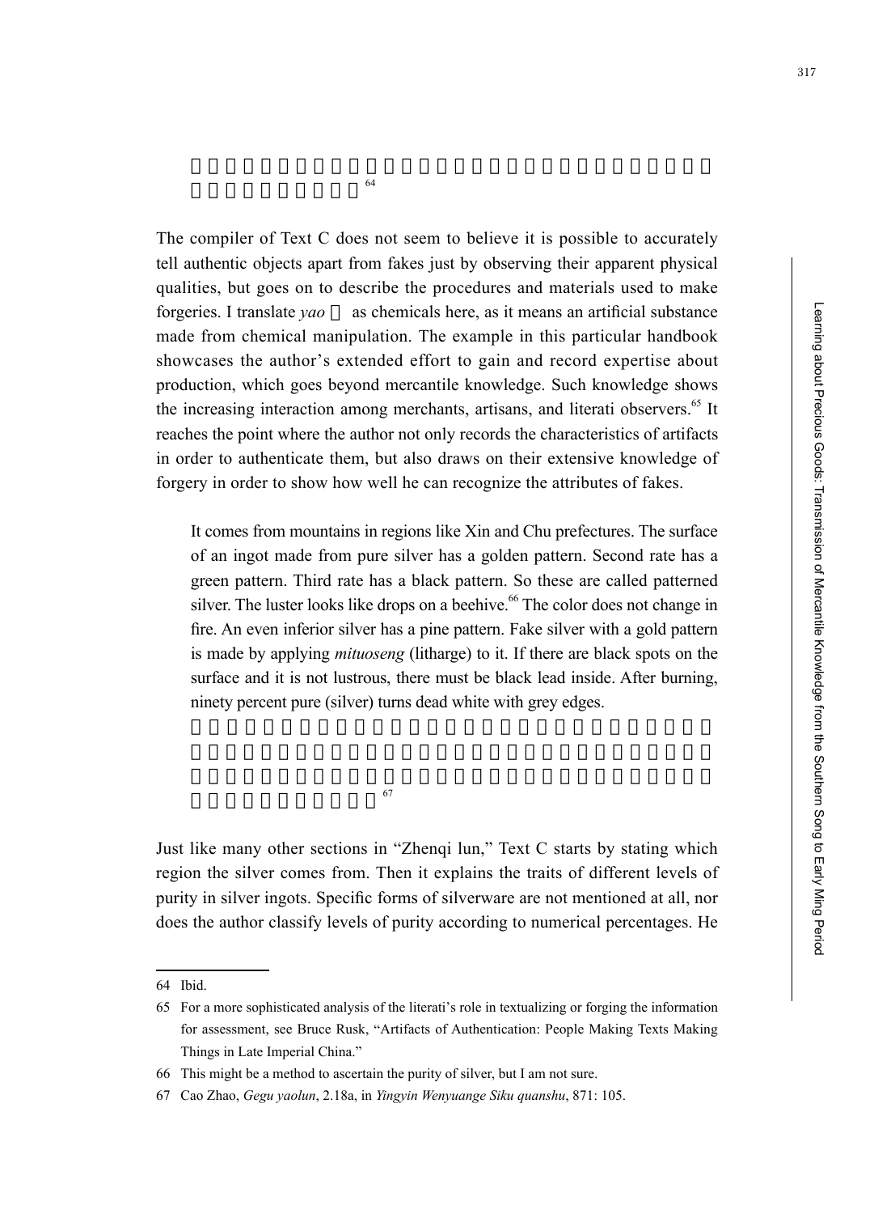[64]

The compiler of Text C does not seem to believe it is possible to accurately tell authentic objects apart from fakes just by observing their apparent physical qualities, but goes on to describe the procedures and materials used to make forgeries. I translate *yao* as chemicals here, as it means an artificial substance made from chemical manipulation. The example in this particular handbook showcases the author's extended effort to gain and record expertise about production, which goes beyond mercantile knowledge. Such knowledge shows the increasing interaction among merchants, artisans, and literati observers.[65] It reaches the point where the author not only records the characteristics of artifacts in order to authenticate them, but also draws on their extensive knowledge of forgery in order to show how well he can recognize the attributes of fakes.

> It comes from mountains in regions like Xin and Chu prefectures. The surface of an ingot made from pure silver has a golden pattern. Second rate has a green pattern. Third rate has a black pattern. So these are called patterned silver. The luster looks like drops on a beehive.[66] The color does not change in fire. An even inferior silver has a pine pattern. Fake silver with a gold pattern is made by applying *mituoseng* (litharge) to it. If there are black spots on the surface and it is not lustrous, there must be black lead inside. After burning, ninety percent pure (silver) turns dead white with grey edges.
>
> [67]

Just like many other sections in "Zhenqi lun," Text C starts by stating which region the silver comes from. Then it explains the traits of different levels of purity in silver ingots. Specific forms of silverware are not mentioned at all, nor does the author classify levels of purity according to numerical percentages. He

---

64 Ibid.

65 For a more sophisticated analysis of the literati's role in textualizing or forging the information for assessment, see Bruce Rusk, "Artifacts of Authentication: People Making Texts Making Things in Late Imperial China."

66 This might be a method to ascertain the purity of silver, but I am not sure.

67 Cao Zhao, *Gegu yaolun*, 2.18a, in *Yingyin Wenyuange Siku quanshu*, 871: 105.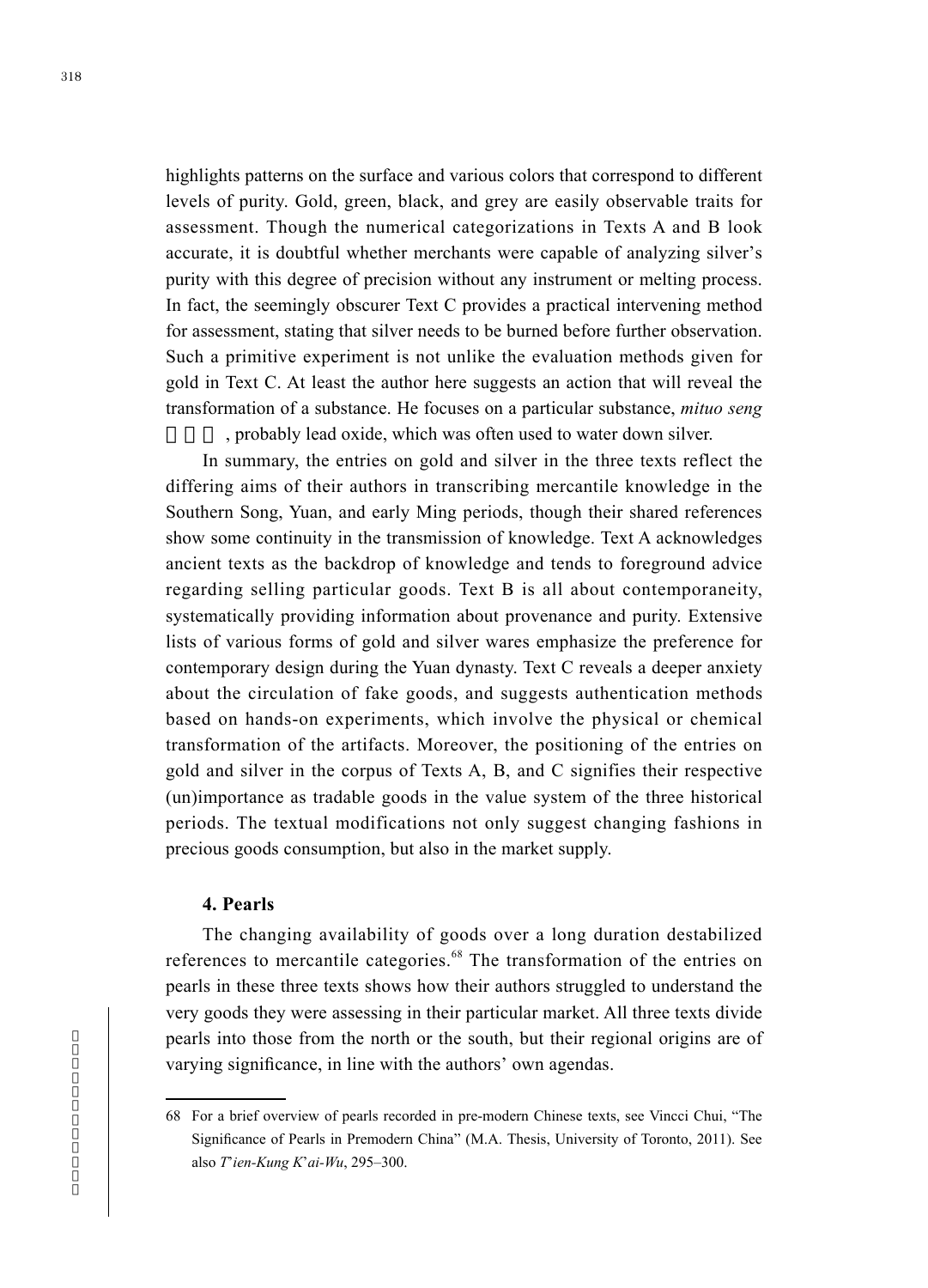highlights patterns on the surface and various colors that correspond to different levels of purity. Gold, green, black, and grey are easily observable traits for assessment. Though the numerical categorizations in Texts A and B look accurate, it is doubtful whether merchants were capable of analyzing silver's purity with this degree of precision without any instrument or melting process. In fact, the seemingly obscurer Text C provides a practical intervening method for assessment, stating that silver needs to be burned before further observation. Such a primitive experiment is not unlike the evaluation methods given for gold in Text C. At least the author here suggests an action that will reveal the transformation of a substance. He focuses on a particular substance, *mituo seng* 密陀僧, probably lead oxide, which was often used to water down silver.

In summary, the entries on gold and silver in the three texts reflect the differing aims of their authors in transcribing mercantile knowledge in the Southern Song, Yuan, and early Ming periods, though their shared references show some continuity in the transmission of knowledge. Text A acknowledges ancient texts as the backdrop of knowledge and tends to foreground advice regarding selling particular goods. Text B is all about contemporaneity, systematically providing information about provenance and purity. Extensive lists of various forms of gold and silver wares emphasize the preference for contemporary design during the Yuan dynasty. Text C reveals a deeper anxiety about the circulation of fake goods, and suggests authentication methods based on hands-on experiments, which involve the physical or chemical transformation of the artifacts. Moreover, the positioning of the entries on gold and silver in the corpus of Texts A, B, and C signifies their respective (un)importance as tradable goods in the value system of the three historical periods. The textual modifications not only suggest changing fashions in precious goods consumption, but also in the market supply.

## 4. Pearls

The changing availability of goods over a long duration destabilized references to mercantile categories.[68] The transformation of the entries on pearls in these three texts shows how their authors struggled to understand the very goods they were assessing in their particular market. All three texts divide pearls into those from the north or the south, but their regional origins are of varying significance, in line with the authors' own agendas.

68 For a brief overview of pearls recorded in pre-modern Chinese texts, see Vincci Chui, "The Significance of Pearls in Premodern China" (M.A. Thesis, University of Toronto, 2011). See also *T'ien-Kung K'ai-Wu*, 295–300.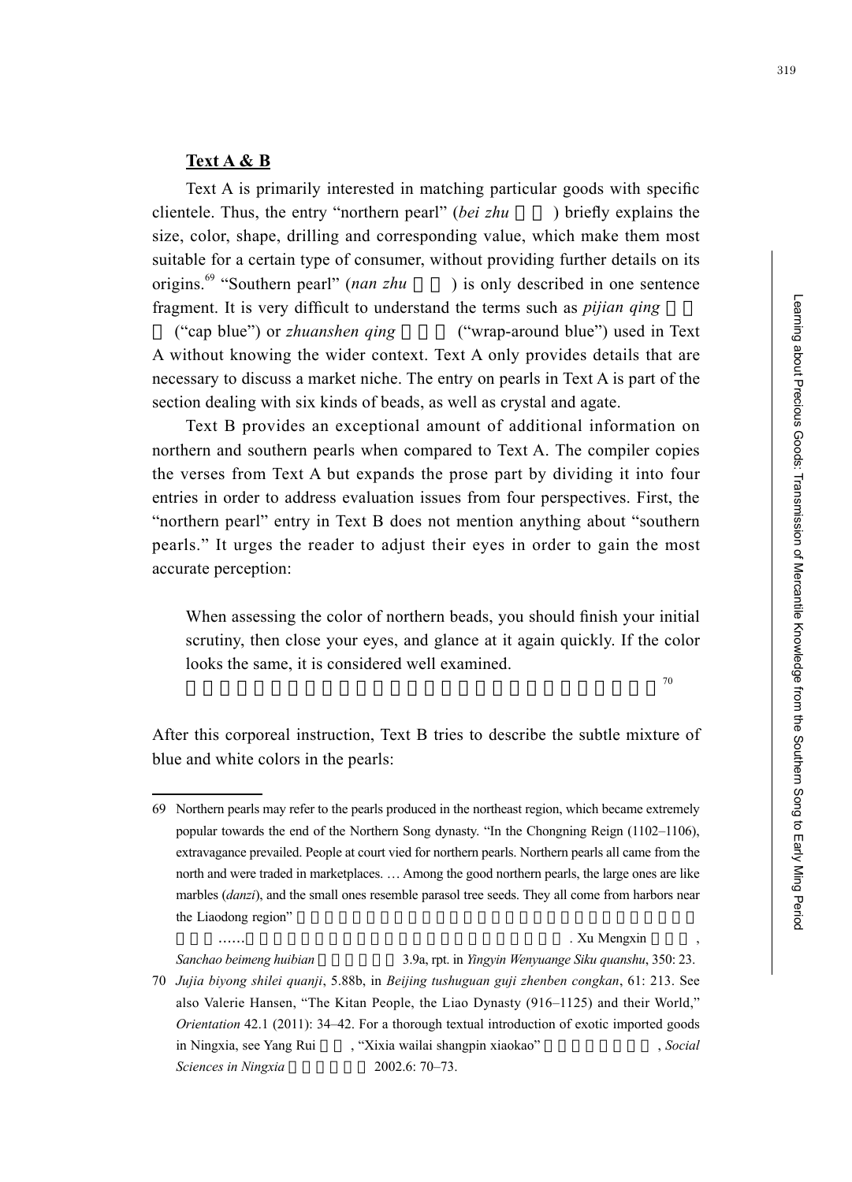**Text A & B**

Text A is primarily interested in matching particular goods with specific clientele. Thus, the entry "northern pearl" (*bei zhu*) briefly explains the size, color, shape, drilling and corresponding value, which make them most suitable for a certain type of consumer, without providing further details on its origins.[69] "Southern pearl" (*nan zhu*) is only described in one sentence fragment. It is very difficult to understand the terms such as *pijian qing* ("cap blue") or *zhuanshen qing* ("wrap-around blue") used in Text A without knowing the wider context. Text A only provides details that are necessary to discuss a market niche. The entry on pearls in Text A is part of the section dealing with six kinds of beads, as well as crystal and agate.

Text B provides an exceptional amount of additional information on northern and southern pearls when compared to Text A. The compiler copies the verses from Text A but expands the prose part by dividing it into four entries in order to address evaluation issues from four perspectives. First, the "northern pearl" entry in Text B does not mention anything about "southern pearls." It urges the reader to adjust their eyes in order to gain the most accurate perception:

> When assessing the color of northern beads, you should finish your initial scrutiny, then close your eyes, and glance at it again quickly. If the color looks the same, it is considered well examined.
> [70]

After this corporeal instruction, Text B tries to describe the subtle mixture of blue and white colors in the pearls:

---

69 Northern pearls may refer to the pearls produced in the northeast region, which became extremely popular towards the end of the Northern Song dynasty. "In the Chongning Reign (1102–1106), extravagance prevailed. People at court vied for northern pearls. Northern pearls all came from the north and were traded in marketplaces. … Among the good northern pearls, the large ones are like marbles (*danzi*), and the small ones resemble parasol tree seeds. They all come from harbors near the Liaodong region" …… . Xu Mengxin , *Sanchao beimeng huibian* 3.9a, rpt. in *Yingyin Wenyuange Siku quanshu*, 350: 23.

70 *Jujia biyong shilei quanji*, 5.88b, in *Beijing tushuguan guji zhenben congkan*, 61: 213. See also Valerie Hansen, "The Kitan People, the Liao Dynasty (916–1125) and their World," *Orientation* 42.1 (2011): 34–42. For a thorough textual introduction of exotic imported goods in Ningxia, see Yang Rui , "Xixia wailai shangpin xiaokao" , *Social Sciences in Ningxia* 2002.6: 70–73.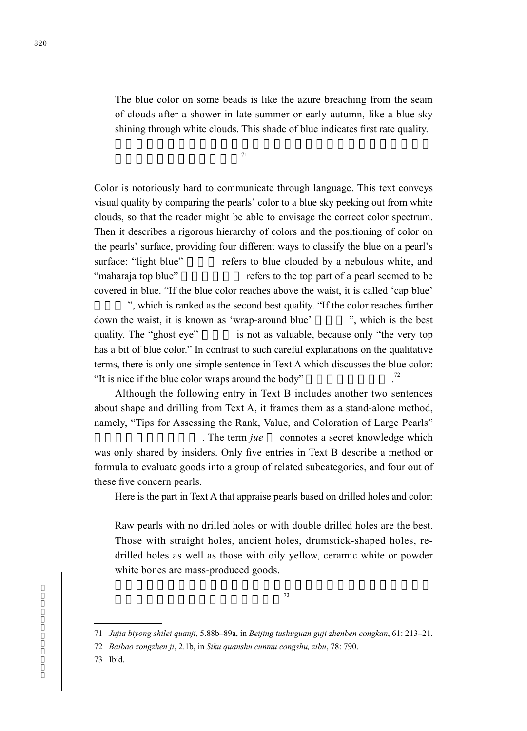> The blue color on some beads is like the azure breaching from the seam of clouds after a shower in late summer or early autumn, like a blue sky shining through white clouds. This shade of blue indicates first rate quality.
>
> [71]

Color is notoriously hard to communicate through language. This text conveys visual quality by comparing the pearls' color to a blue sky peeking out from white clouds, so that the reader might be able to envisage the correct color spectrum. Then it describes a rigorous hierarchy of colors and the positioning of color on the pearls' surface, providing four different ways to classify the blue on a pearl's surface: "light blue" refers to blue clouded by a nebulous white, and "maharaja top blue" refers to the top part of a pearl seemed to be covered in blue. "If the blue color reaches above the waist, it is called 'cap blue' ", which is ranked as the second best quality. "If the color reaches further down the waist, it is known as 'wrap-around blue' ", which is the best quality. The "ghost eye" is not as valuable, because only "the very top has a bit of blue color." In contrast to such careful explanations on the qualitative terms, there is only one simple sentence in Text A which discusses the blue color: "It is nice if the blue color wraps around the body" .[72]

Although the following entry in Text B includes another two sentences about shape and drilling from Text A, it frames them as a stand-alone method, namely, "Tips for Assessing the Rank, Value, and Coloration of Large Pearls" . The term *jue* connotes a secret knowledge which was only shared by insiders. Only five entries in Text B describe a method or formula to evaluate goods into a group of related subcategories, and four out of these five concern pearls.

Here is the part in Text A that appraise pearls based on drilled holes and color:

> Raw pearls with no drilled holes or with double drilled holes are the best. Those with straight holes, ancient holes, drumstick-shaped holes, re-drilled holes as well as those with oily yellow, ceramic white or powder white bones are mass-produced goods.
>
> [73]

---

71 *Jujia biyong shilei quanji*, 5.88b–89a, in *Beijing tushuguan guji zhenben congkan*, 61: 213–21.

72 *Baibao zongzhen ji*, 2.1b, in *Siku quanshu cunmu congshu, zibu*, 78: 790.

73 Ibid.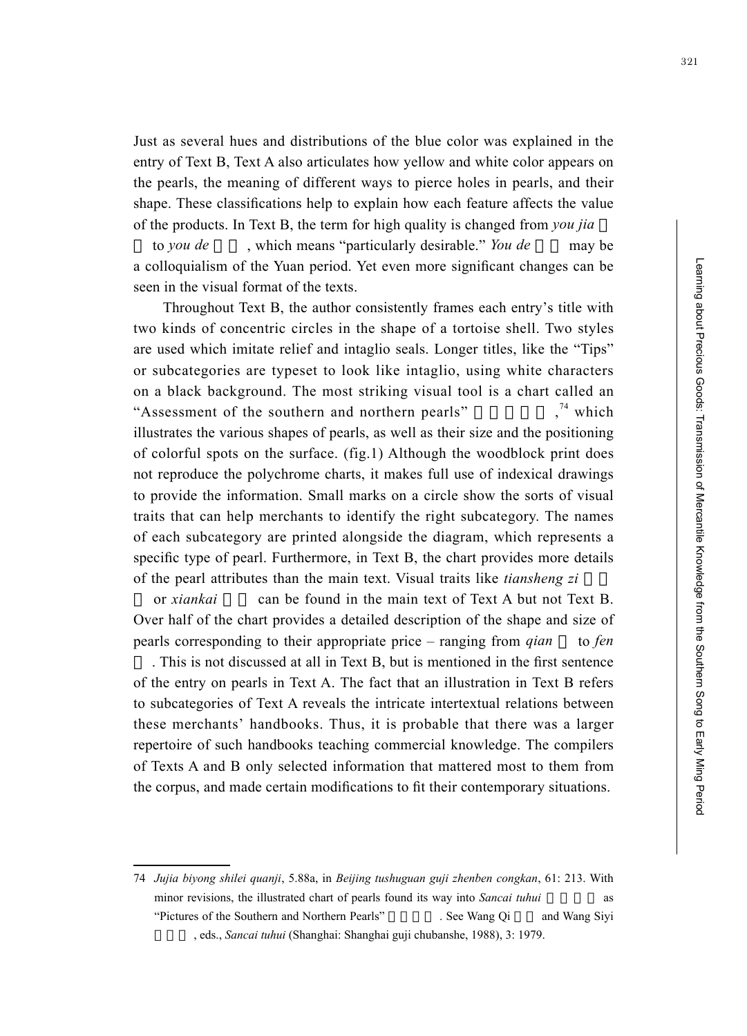Just as several hues and distributions of the blue color was explained in the entry of Text B, Text A also articulates how yellow and white color appears on the pearls, the meaning of different ways to pierce holes in pearls, and their shape. These classifications help to explain how each feature affects the value of the products. In Text B, the term for high quality is changed from *you jia* to *you de*, which means "particularly desirable." *You de* may be a colloquialism of the Yuan period. Yet even more significant changes can be seen in the visual format of the texts.

Throughout Text B, the author consistently frames each entry's title with two kinds of concentric circles in the shape of a tortoise shell. Two styles are used which imitate relief and intaglio seals. Longer titles, like the "Tips" or subcategories are typeset to look like intaglio, using white characters on a black background. The most striking visual tool is a chart called an "Assessment of the southern and northern pearls",[74] which illustrates the various shapes of pearls, as well as their size and the positioning of colorful spots on the surface. (fig.1) Although the woodblock print does not reproduce the polychrome charts, it makes full use of indexical drawings to provide the information. Small marks on a circle show the sorts of visual traits that can help merchants to identify the right subcategory. The names of each subcategory are printed alongside the diagram, which represents a specific type of pearl. Furthermore, in Text B, the chart provides more details of the pearl attributes than the main text. Visual traits like *tiansheng zi* or *xiankai* can be found in the main text of Text A but not Text B. Over half of the chart provides a detailed description of the shape and size of pearls corresponding to their appropriate price – ranging from *qian* to *fen*. This is not discussed at all in Text B, but is mentioned in the first sentence of the entry on pearls in Text A. The fact that an illustration in Text B refers to subcategories of Text A reveals the intricate intertextual relations between these merchants' handbooks. Thus, it is probable that there was a larger repertoire of such handbooks teaching commercial knowledge. The compilers of Texts A and B only selected information that mattered most to them from the corpus, and made certain modifications to fit their contemporary situations.

---

74 *Jujia biyong shilei quanji*, 5.88a, in *Beijing tushuguan guji zhenben congkan*, 61: 213. With minor revisions, the illustrated chart of pearls found its way into *Sancai tuhui* as "Pictures of the Southern and Northern Pearls". See Wang Qi and Wang Siyi, eds., *Sancai tuhui* (Shanghai: Shanghai guji chubanshe, 1988), 3: 1979.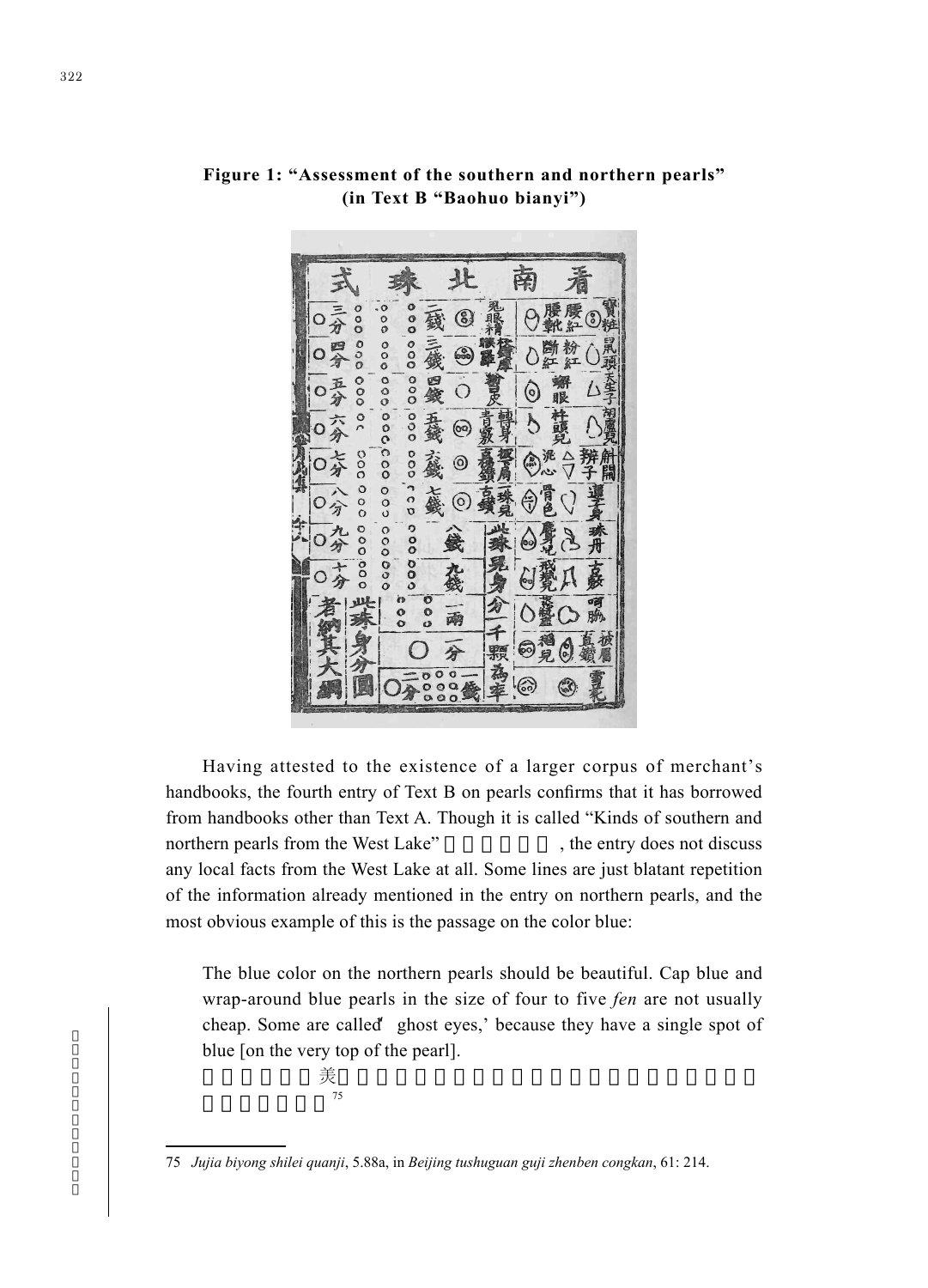**Figure 1: "Assessment of the southern and northern pearls" (in Text B "Baohuo bianyi")**

Having attested to the existence of a larger corpus of merchant's handbooks, the fourth entry of Text B on pearls confirms that it has borrowed from handbooks other than Text A. Though it is called "Kinds of southern and northern pearls from the West Lake", the entry does not discuss any local facts from the West Lake at all. Some lines are just blatant repetition of the information already mentioned in the entry on northern pearls, and the most obvious example of this is the passage on the color blue:

> The blue color on the northern pearls should be beautiful. Cap blue and wrap-around blue pearls in the size of four to five *fen* are not usually cheap. Some are called 'ghost eyes,' because they have a single spot of blue [on the very top of the pearl].
> 美 [75]

75 *Jujia biyong shilei quanji*, 5.88a, in *Beijing tushuguan guji zhenben congkan*, 61: 214.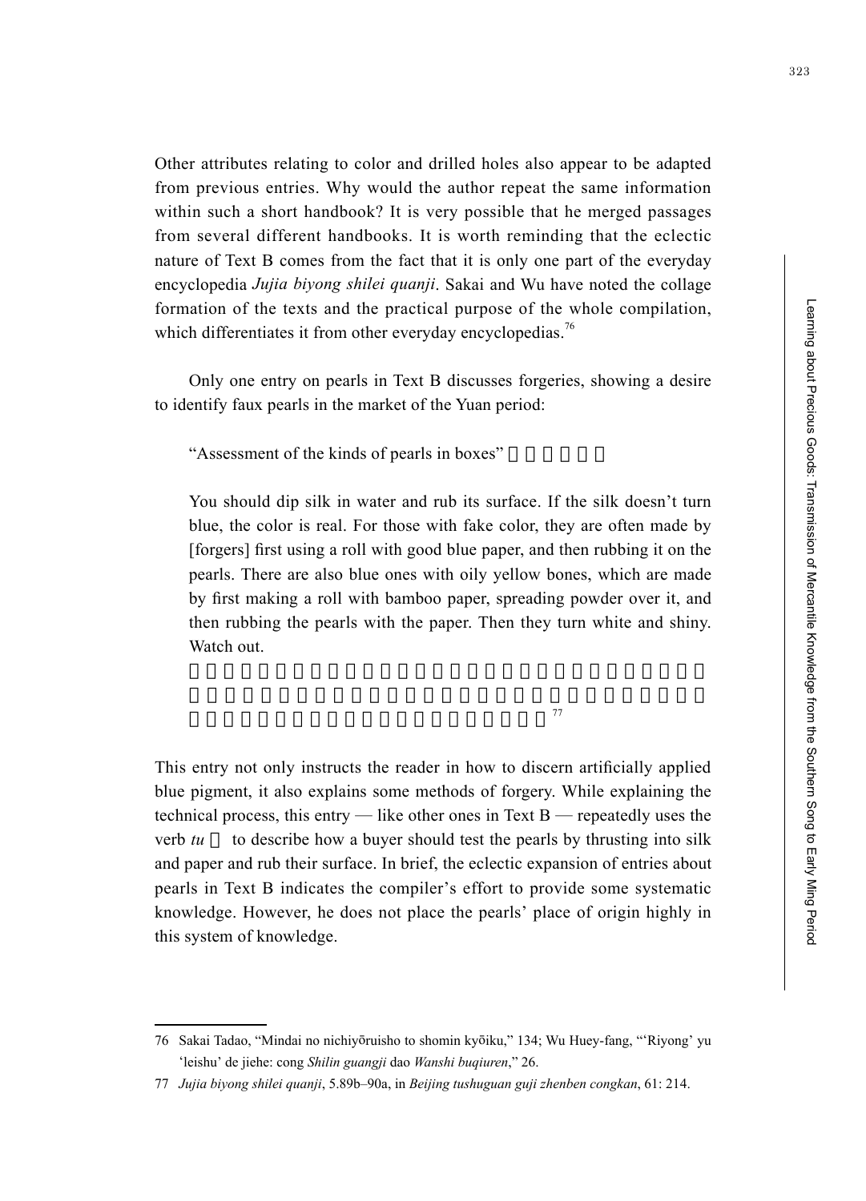Other attributes relating to color and drilled holes also appear to be adapted from previous entries. Why would the author repeat the same information within such a short handbook? It is very possible that he merged passages from several different handbooks. It is worth reminding that the eclectic nature of Text B comes from the fact that it is only one part of the everyday encyclopedia *Jujia biyong shilei quanji*. Sakai and Wu have noted the collage formation of the texts and the practical purpose of the whole compilation, which differentiates it from other everyday encyclopedias.[76]

Only one entry on pearls in Text B discusses forgeries, showing a desire to identify faux pearls in the market of the Yuan period:

> "Assessment of the kinds of pearls in boxes"
>
> You should dip silk in water and rub its surface. If the silk doesn't turn blue, the color is real. For those with fake color, they are often made by [forgers] first using a roll with good blue paper, and then rubbing it on the pearls. There are also blue ones with oily yellow bones, which are made by first making a roll with bamboo paper, spreading powder over it, and then rubbing the pearls with the paper. Then they turn white and shiny. Watch out.
>
> [77]

This entry not only instructs the reader in how to discern artificially applied blue pigment, it also explains some methods of forgery. While explaining the technical process, this entry — like other ones in Text B — repeatedly uses the verb *tu* to describe how a buyer should test the pearls by thrusting into silk and paper and rub their surface. In brief, the eclectic expansion of entries about pearls in Text B indicates the compiler's effort to provide some systematic knowledge. However, he does not place the pearls' place of origin highly in this system of knowledge.

---

76 Sakai Tadao, "Mindai no nichiyōruisho to shomin kyōiku," 134; Wu Huey-fang, "'Riyong' yu 'leishu' de jiehe: cong *Shilin guangji* dao *Wanshi buqiuren*," 26.

77 *Jujia biyong shilei quanji*, 5.89b–90a, in *Beijing tushuguan guji zhenben congkan*, 61: 214.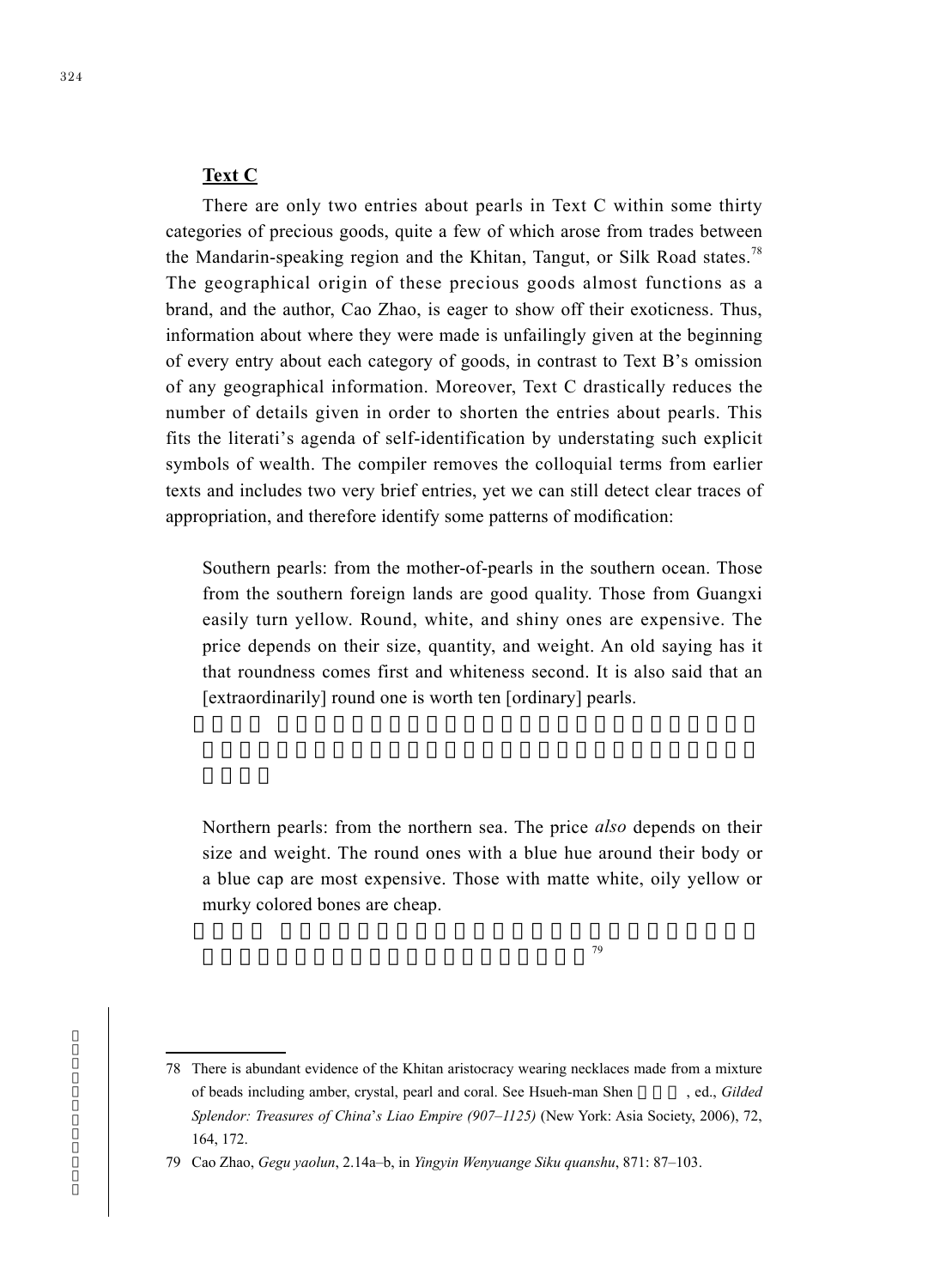**Text C**

There are only two entries about pearls in Text C within some thirty categories of precious goods, quite a few of which arose from trades between the Mandarin-speaking region and the Khitan, Tangut, or Silk Road states.[78] The geographical origin of these precious goods almost functions as a brand, and the author, Cao Zhao, is eager to show off their exoticness. Thus, information about where they were made is unfailingly given at the beginning of every entry about each category of goods, in contrast to Text B's omission of any geographical information. Moreover, Text C drastically reduces the number of details given in order to shorten the entries about pearls. This fits the literati's agenda of self-identification by understating such explicit symbols of wealth. The compiler removes the colloquial terms from earlier texts and includes two very brief entries, yet we can still detect clear traces of appropriation, and therefore identify some patterns of modification:

> Southern pearls: from the mother-of-pearls in the southern ocean. Those from the southern foreign lands are good quality. Those from Guangxi easily turn yellow. Round, white, and shiny ones are expensive. The price depends on their size, quantity, and weight. An old saying has it that roundness comes first and whiteness second. It is also said that an [extraordinarily] round one is worth ten [ordinary] pearls.

> Northern pearls: from the northern sea. The price *also* depends on their size and weight. The round ones with a blue hue around their body or a blue cap are most expensive. Those with matte white, oily yellow or murky colored bones are cheap.[79]

---

78 There is abundant evidence of the Khitan aristocracy wearing necklaces made from a mixture of beads including amber, crystal, pearl and coral. See Hsueh-man Shen, ed., *Gilded Splendor: Treasures of China's Liao Empire (907–1125)* (New York: Asia Society, 2006), 72, 164, 172.

79 Cao Zhao, *Gegu yaolun*, 2.14a–b, in *Yingyin Wenyuange Siku quanshu*, 871: 87–103.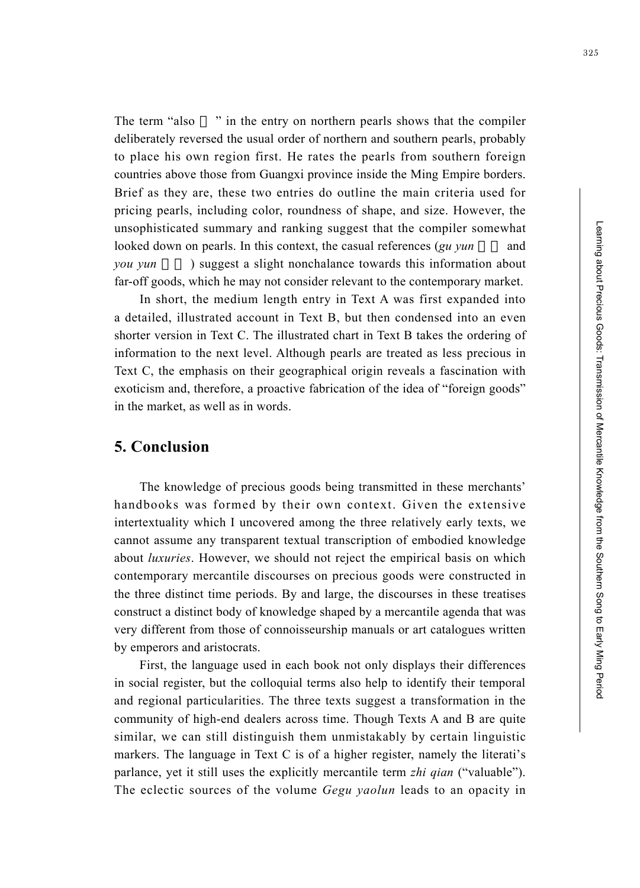The term "also  " in the entry on northern pearls shows that the compiler deliberately reversed the usual order of northern and southern pearls, probably to place his own region first. He rates the pearls from southern foreign countries above those from Guangxi province inside the Ming Empire borders. Brief as they are, these two entries do outline the main criteria used for pricing pearls, including color, roundness of shape, and size. However, the unsophisticated summary and ranking suggest that the compiler somewhat looked down on pearls. In this context, the casual references (*gu yun*   and *you yun*  ) suggest a slight nonchalance towards this information about far-off goods, which he may not consider relevant to the contemporary market.

In short, the medium length entry in Text A was first expanded into a detailed, illustrated account in Text B, but then condensed into an even shorter version in Text C. The illustrated chart in Text B takes the ordering of information to the next level. Although pearls are treated as less precious in Text C, the emphasis on their geographical origin reveals a fascination with exoticism and, therefore, a proactive fabrication of the idea of "foreign goods" in the market, as well as in words.

## 5. Conclusion

The knowledge of precious goods being transmitted in these merchants' handbooks was formed by their own context. Given the extensive intertextuality which I uncovered among the three relatively early texts, we cannot assume any transparent textual transcription of embodied knowledge about *luxuries*. However, we should not reject the empirical basis on which contemporary mercantile discourses on precious goods were constructed in the three distinct time periods. By and large, the discourses in these treatises construct a distinct body of knowledge shaped by a mercantile agenda that was very different from those of connoisseurship manuals or art catalogues written by emperors and aristocrats.

First, the language used in each book not only displays their differences in social register, but the colloquial terms also help to identify their temporal and regional particularities. The three texts suggest a transformation in the community of high-end dealers across time. Though Texts A and B are quite similar, we can still distinguish them unmistakably by certain linguistic markers. The language in Text C is of a higher register, namely the literati's parlance, yet it still uses the explicitly mercantile term *zhi qian* ("valuable"). The eclectic sources of the volume *Gegu yaolun* leads to an opacity in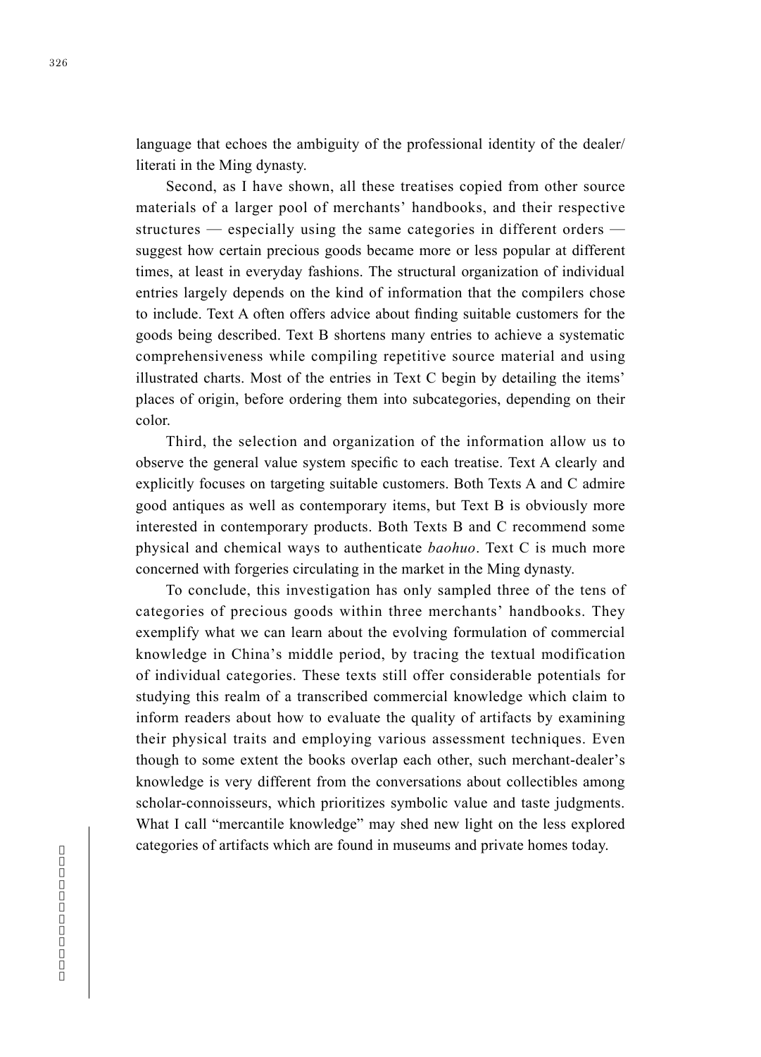language that echoes the ambiguity of the professional identity of the dealer/literati in the Ming dynasty.

Second, as I have shown, all these treatises copied from other source materials of a larger pool of merchants' handbooks, and their respective structures — especially using the same categories in different orders — suggest how certain precious goods became more or less popular at different times, at least in everyday fashions. The structural organization of individual entries largely depends on the kind of information that the compilers chose to include. Text A often offers advice about finding suitable customers for the goods being described. Text B shortens many entries to achieve a systematic comprehensiveness while compiling repetitive source material and using illustrated charts. Most of the entries in Text C begin by detailing the items' places of origin, before ordering them into subcategories, depending on their color.

Third, the selection and organization of the information allow us to observe the general value system specific to each treatise. Text A clearly and explicitly focuses on targeting suitable customers. Both Texts A and C admire good antiques as well as contemporary items, but Text B is obviously more interested in contemporary products. Both Texts B and C recommend some physical and chemical ways to authenticate *baohuo*. Text C is much more concerned with forgeries circulating in the market in the Ming dynasty.

To conclude, this investigation has only sampled three of the tens of categories of precious goods within three merchants' handbooks. They exemplify what we can learn about the evolving formulation of commercial knowledge in China's middle period, by tracing the textual modification of individual categories. These texts still offer considerable potentials for studying this realm of a transcribed commercial knowledge which claim to inform readers about how to evaluate the quality of artifacts by examining their physical traits and employing various assessment techniques. Even though to some extent the books overlap each other, such merchant-dealer's knowledge is very different from the conversations about collectibles among scholar-connoisseurs, which prioritizes symbolic value and taste judgments. What I call "mercantile knowledge" may shed new light on the less explored categories of artifacts which are found in museums and private homes today.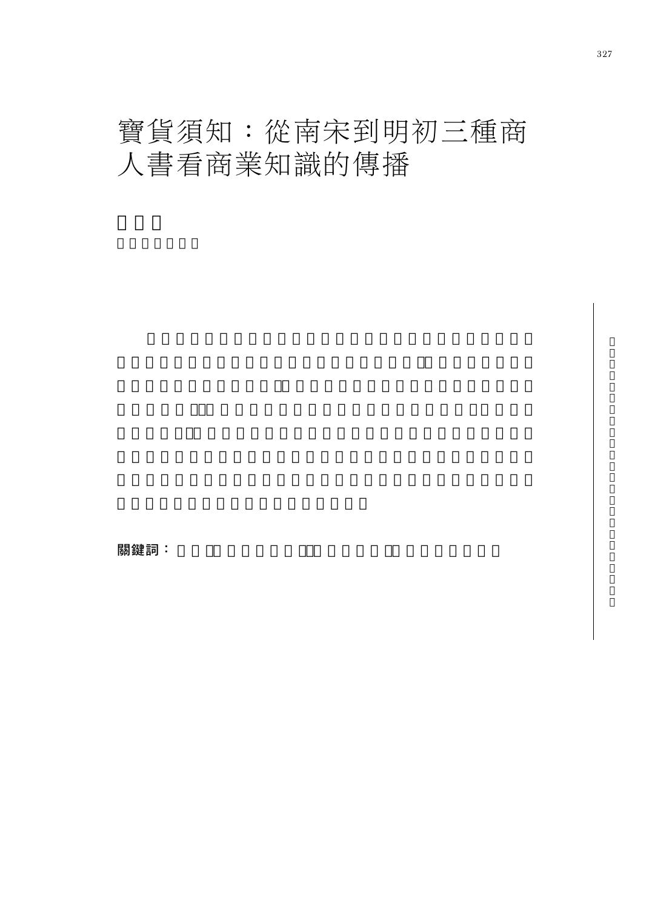# 寶貨須知：從南宋到明初三種商人書看商業知識的傳播

關鍵詞：